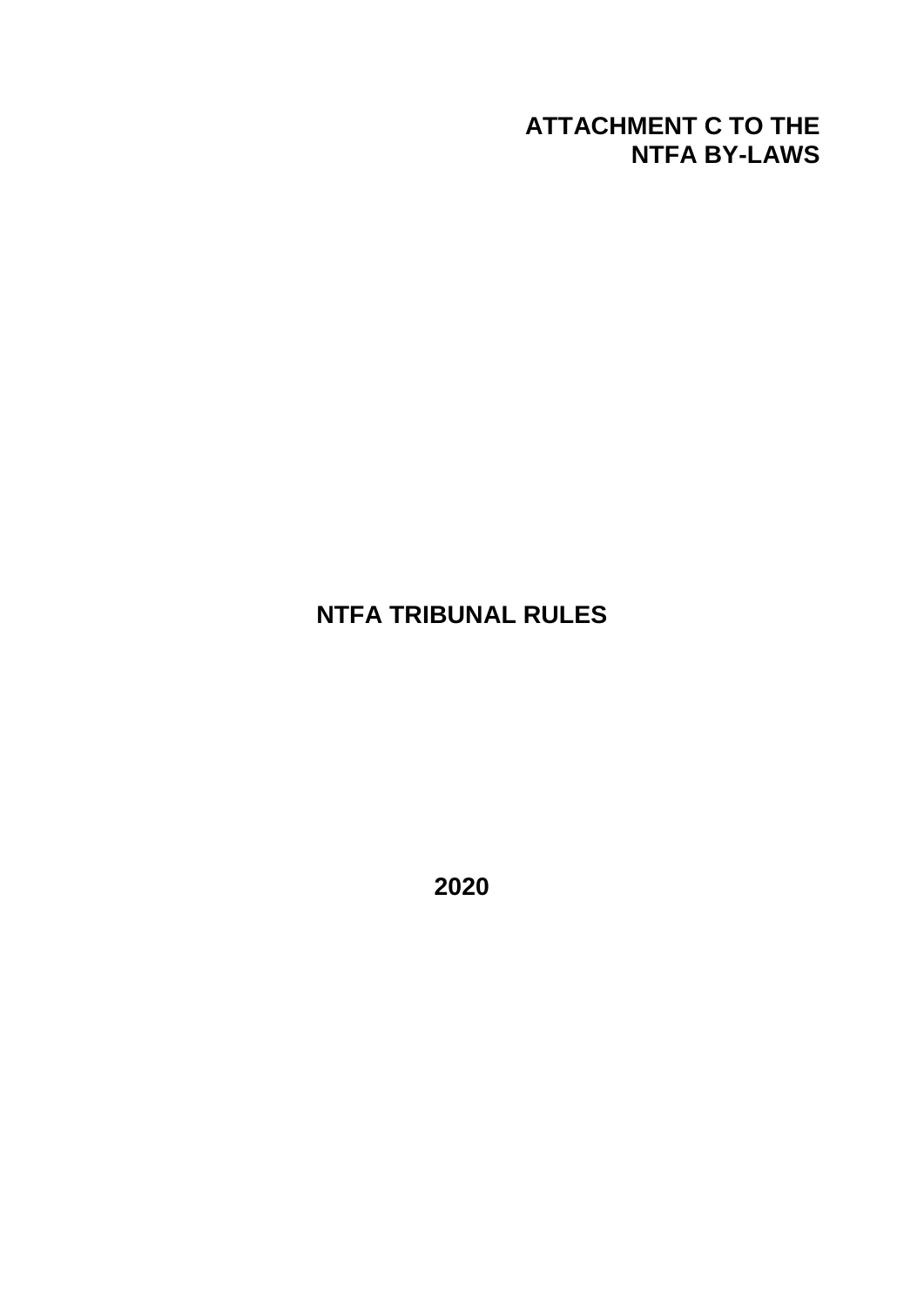**ATTACHMENT C TO THE NTFA BY-LAWS**

# NTFA TRIBUNAL RULES

**2020**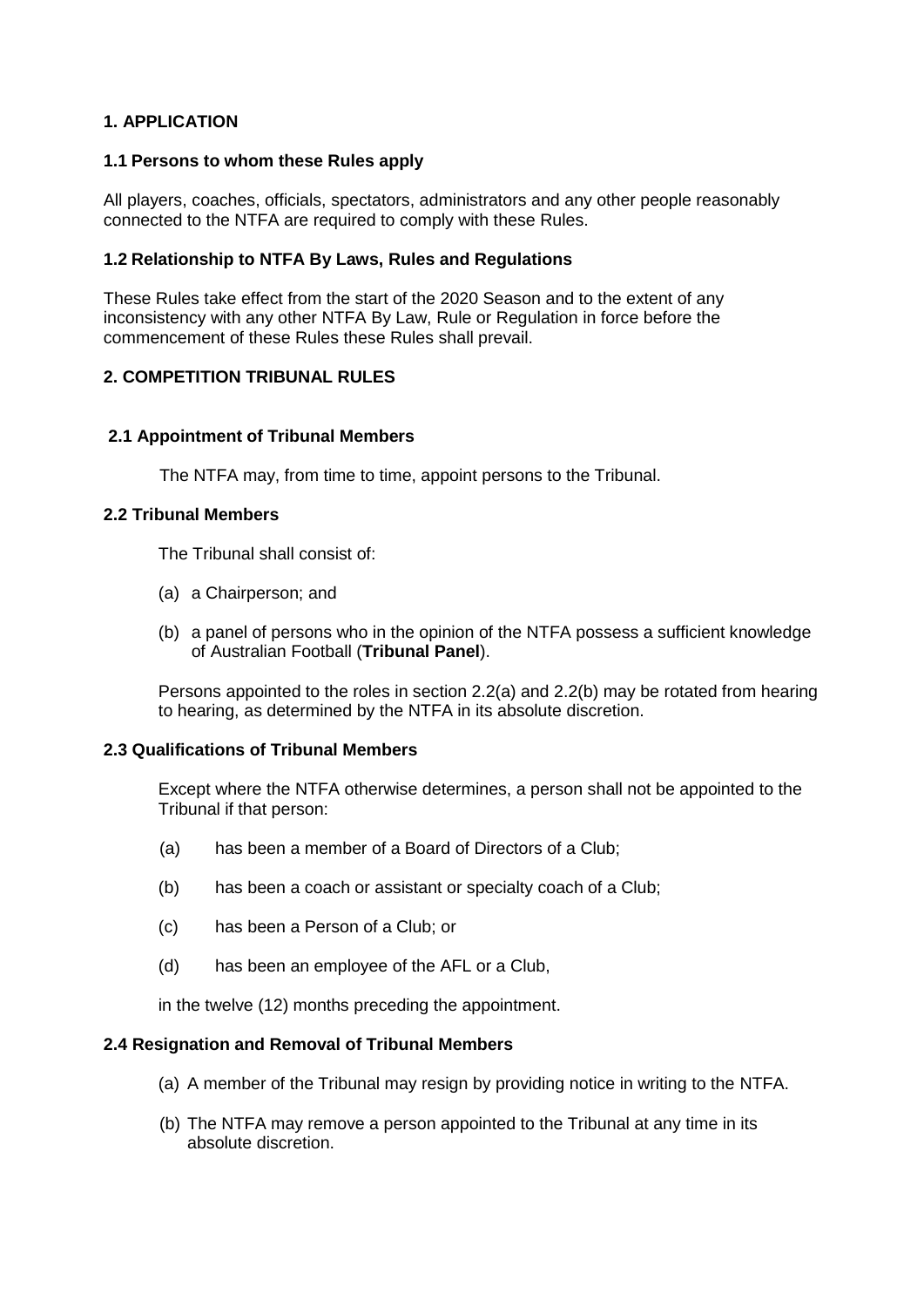## 1. APPLICATION

### 1.1 Persons to whom these Rules apply

All players, coaches, officials, spectators, administrators and any other people reasonably connected to the NTFA are required to comply with these Rules.

### 1.2 Relationship to NTFA By Laws, Rules and Regulations

These Rules take effect from the start of the 2020 Season and to the extent of any inconsistency with any other NTFA By Law, Rule or Regulation in force before the commencement of these Rules these Rules shall prevail.

## 2. COMPETITION TRIBUNAL RULES

### 2.1 Appointment of Tribunal Members

The NTFA may, from time to time, appoint persons to the Tribunal.

### 2.2 Tribunal Members

The Tribunal shall consist of:

(a) a Chairperson; and

(b) a panel of persons who in the opinion of the NTFA possess a sufficient knowledge of Australian Football (**Tribunal Panel**).

Persons appointed to the roles in section 2.2(a) and 2.2(b) may be rotated from hearing to hearing, as determined by the NTFA in its absolute discretion.

### 2.3 Qualifications of Tribunal Members

Except where the NTFA otherwise determines, a person shall not be appointed to the Tribunal if that person:

(a) has been a member of a Board of Directors of a Club;

(b) has been a coach or assistant or specialty coach of a Club;

(c) has been a Person of a Club; or

(d) has been an employee of the AFL or a Club,

in the twelve (12) months preceding the appointment.

### 2.4 Resignation and Removal of Tribunal Members

(a) A member of the Tribunal may resign by providing notice in writing to the NTFA.

(b) The NTFA may remove a person appointed to the Tribunal at any time in its absolute discretion.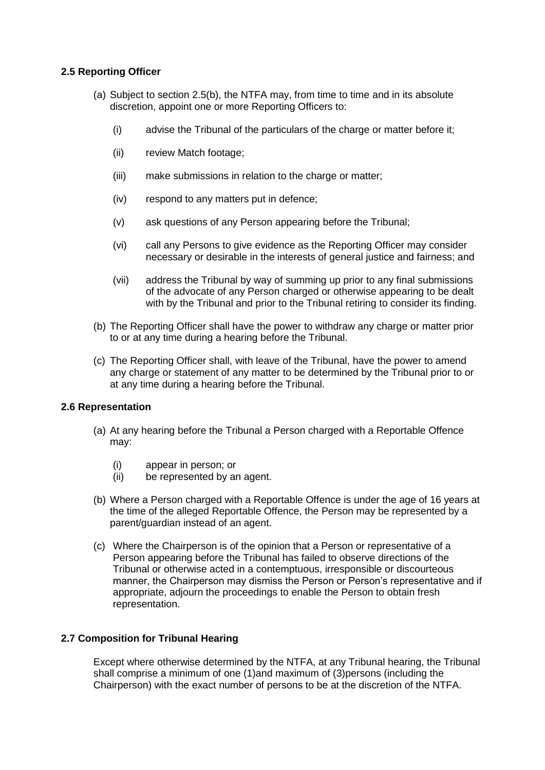### 2.5 Reporting Officer

(a) Subject to section 2.5(b), the NTFA may, from time to time and in its absolute discretion, appoint one or more Reporting Officers to:

- (i) advise the Tribunal of the particulars of the charge or matter before it;
- (ii) review Match footage;
- (iii) make submissions in relation to the charge or matter;
- (iv) respond to any matters put in defence;
- (v) ask questions of any Person appearing before the Tribunal;
- (vi) call any Persons to give evidence as the Reporting Officer may consider necessary or desirable in the interests of general justice and fairness; and
- (vii) address the Tribunal by way of summing up prior to any final submissions of the advocate of any Person charged or otherwise appearing to be dealt with by the Tribunal and prior to the Tribunal retiring to consider its finding.

(b) The Reporting Officer shall have the power to withdraw any charge or matter prior to or at any time during a hearing before the Tribunal.

(c) The Reporting Officer shall, with leave of the Tribunal, have the power to amend any charge or statement of any matter to be determined by the Tribunal prior to or at any time during a hearing before the Tribunal.

### 2.6 Representation

(a) At any hearing before the Tribunal a Person charged with a Reportable Offence may:

- (i) appear in person; or
- (ii) be represented by an agent.

(b) Where a Person charged with a Reportable Offence is under the age of 16 years at the time of the alleged Reportable Offence, the Person may be represented by a parent/guardian instead of an agent.

(c) Where the Chairperson is of the opinion that a Person or representative of a Person appearing before the Tribunal has failed to observe directions of the Tribunal or otherwise acted in a contemptuous, irresponsible or discourteous manner, the Chairperson may dismiss the Person or Person's representative and if appropriate, adjourn the proceedings to enable the Person to obtain fresh representation.

### 2.7 Composition for Tribunal Hearing

Except where otherwise determined by the NTFA, at any Tribunal hearing, the Tribunal shall comprise a minimum of one (1)and maximum of (3)persons (including the Chairperson) with the exact number of persons to be at the discretion of the NTFA.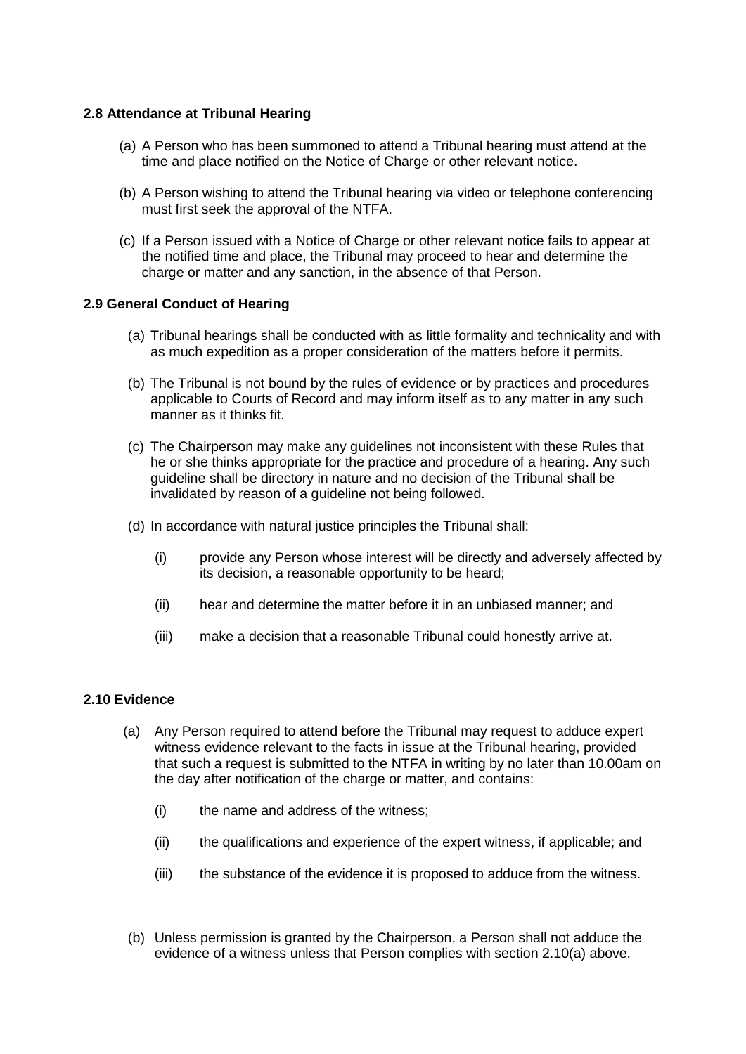### 2.8 Attendance at Tribunal Hearing

(a) A Person who has been summoned to attend a Tribunal hearing must attend at the time and place notified on the Notice of Charge or other relevant notice.

(b) A Person wishing to attend the Tribunal hearing via video or telephone conferencing must first seek the approval of the NTFA.

(c) If a Person issued with a Notice of Charge or other relevant notice fails to appear at the notified time and place, the Tribunal may proceed to hear and determine the charge or matter and any sanction, in the absence of that Person.

### 2.9 General Conduct of Hearing

(a) Tribunal hearings shall be conducted with as little formality and technicality and with as much expedition as a proper consideration of the matters before it permits.

(b) The Tribunal is not bound by the rules of evidence or by practices and procedures applicable to Courts of Record and may inform itself as to any matter in any such manner as it thinks fit.

(c) The Chairperson may make any guidelines not inconsistent with these Rules that he or she thinks appropriate for the practice and procedure of a hearing. Any such guideline shall be directory in nature and no decision of the Tribunal shall be invalidated by reason of a guideline not being followed.

(d) In accordance with natural justice principles the Tribunal shall:

  (i) provide any Person whose interest will be directly and adversely affected by its decision, a reasonable opportunity to be heard;

  (ii) hear and determine the matter before it in an unbiased manner; and

  (iii) make a decision that a reasonable Tribunal could honestly arrive at.

### 2.10 Evidence

(a) Any Person required to attend before the Tribunal may request to adduce expert witness evidence relevant to the facts in issue at the Tribunal hearing, provided that such a request is submitted to the NTFA in writing by no later than 10.00am on the day after notification of the charge or matter, and contains:

  (i) the name and address of the witness;

  (ii) the qualifications and experience of the expert witness, if applicable; and

  (iii) the substance of the evidence it is proposed to adduce from the witness.

(b) Unless permission is granted by the Chairperson, a Person shall not adduce the evidence of a witness unless that Person complies with section 2.10(a) above.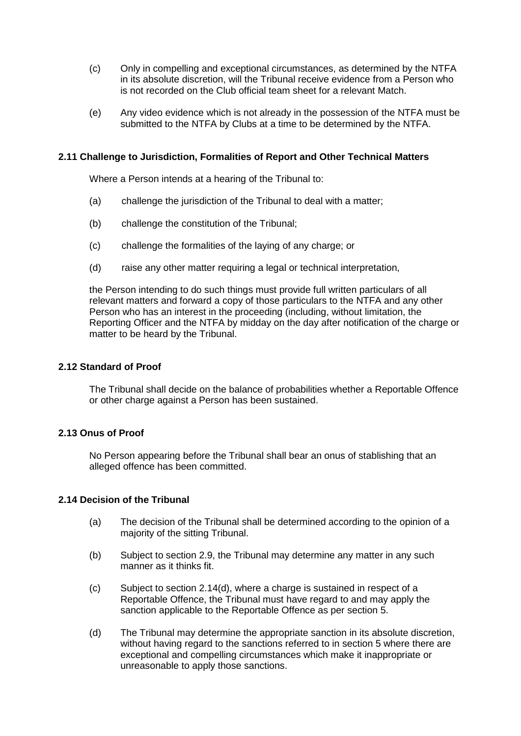(c) Only in compelling and exceptional circumstances, as determined by the NTFA in its absolute discretion, will the Tribunal receive evidence from a Person who is not recorded on the Club official team sheet for a relevant Match.

(e) Any video evidence which is not already in the possession of the NTFA must be submitted to the NTFA by Clubs at a time to be determined by the NTFA.

### 2.11 Challenge to Jurisdiction, Formalities of Report and Other Technical Matters

Where a Person intends at a hearing of the Tribunal to:

(a) challenge the jurisdiction of the Tribunal to deal with a matter;

(b) challenge the constitution of the Tribunal;

(c) challenge the formalities of the laying of any charge; or

(d) raise any other matter requiring a legal or technical interpretation,

the Person intending to do such things must provide full written particulars of all relevant matters and forward a copy of those particulars to the NTFA and any other Person who has an interest in the proceeding (including, without limitation, the Reporting Officer and the NTFA by midday on the day after notification of the charge or matter to be heard by the Tribunal.

### 2.12 Standard of Proof

The Tribunal shall decide on the balance of probabilities whether a Reportable Offence or other charge against a Person has been sustained.

### 2.13 Onus of Proof

No Person appearing before the Tribunal shall bear an onus of stablishing that an alleged offence has been committed.

### 2.14 Decision of the Tribunal

(a) The decision of the Tribunal shall be determined according to the opinion of a majority of the sitting Tribunal.

(b) Subject to section 2.9, the Tribunal may determine any matter in any such manner as it thinks fit.

(c) Subject to section 2.14(d), where a charge is sustained in respect of a Reportable Offence, the Tribunal must have regard to and may apply the sanction applicable to the Reportable Offence as per section 5.

(d) The Tribunal may determine the appropriate sanction in its absolute discretion, without having regard to the sanctions referred to in section 5 where there are exceptional and compelling circumstances which make it inappropriate or unreasonable to apply those sanctions.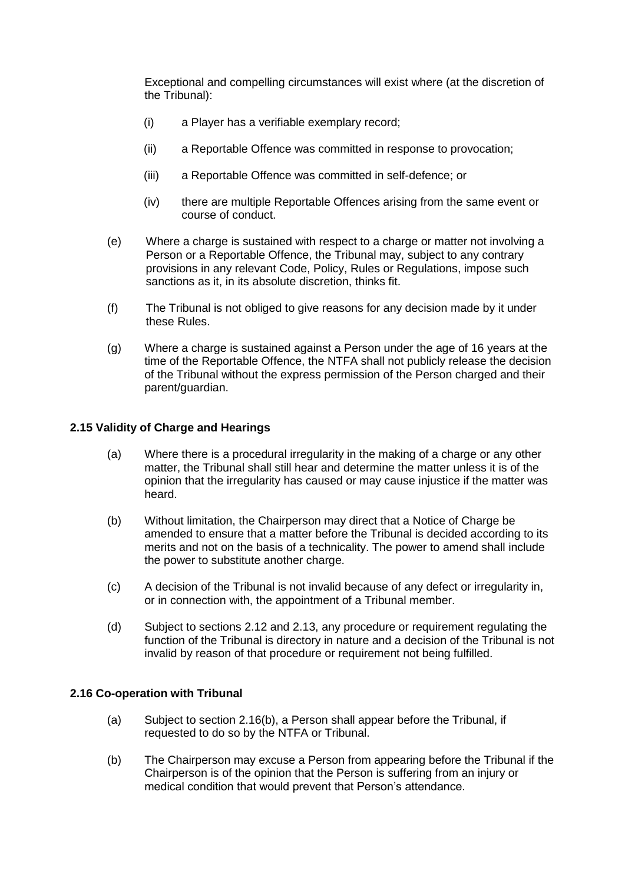Exceptional and compelling circumstances will exist where (at the discretion of the Tribunal):

(i) a Player has a verifiable exemplary record;

(ii) a Reportable Offence was committed in response to provocation;

(iii) a Reportable Offence was committed in self-defence; or

(iv) there are multiple Reportable Offences arising from the same event or course of conduct.

(e) Where a charge is sustained with respect to a charge or matter not involving a Person or a Reportable Offence, the Tribunal may, subject to any contrary provisions in any relevant Code, Policy, Rules or Regulations, impose such sanctions as it, in its absolute discretion, thinks fit.

(f) The Tribunal is not obliged to give reasons for any decision made by it under these Rules.

(g) Where a charge is sustained against a Person under the age of 16 years at the time of the Reportable Offence, the NTFA shall not publicly release the decision of the Tribunal without the express permission of the Person charged and their parent/guardian.

### 2.15 Validity of Charge and Hearings

(a) Where there is a procedural irregularity in the making of a charge or any other matter, the Tribunal shall still hear and determine the matter unless it is of the opinion that the irregularity has caused or may cause injustice if the matter was heard.

(b) Without limitation, the Chairperson may direct that a Notice of Charge be amended to ensure that a matter before the Tribunal is decided according to its merits and not on the basis of a technicality. The power to amend shall include the power to substitute another charge.

(c) A decision of the Tribunal is not invalid because of any defect or irregularity in, or in connection with, the appointment of a Tribunal member.

(d) Subject to sections 2.12 and 2.13, any procedure or requirement regulating the function of the Tribunal is directory in nature and a decision of the Tribunal is not invalid by reason of that procedure or requirement not being fulfilled.

### 2.16 Co-operation with Tribunal

(a) Subject to section 2.16(b), a Person shall appear before the Tribunal, if requested to do so by the NTFA or Tribunal.

(b) The Chairperson may excuse a Person from appearing before the Tribunal if the Chairperson is of the opinion that the Person is suffering from an injury or medical condition that would prevent that Person's attendance.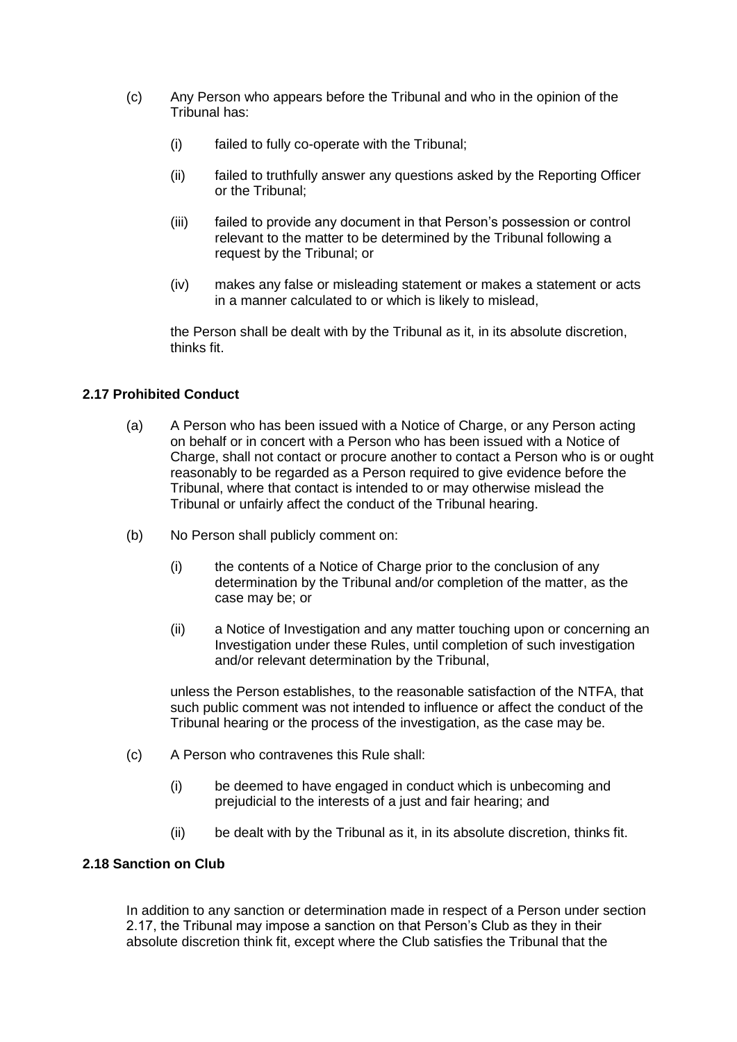(c) Any Person who appears before the Tribunal and who in the opinion of the Tribunal has:

  (i) failed to fully co-operate with the Tribunal;

  (ii) failed to truthfully answer any questions asked by the Reporting Officer or the Tribunal;

  (iii) failed to provide any document in that Person's possession or control relevant to the matter to be determined by the Tribunal following a request by the Tribunal; or

  (iv) makes any false or misleading statement or makes a statement or acts in a manner calculated to or which is likely to mislead,

  the Person shall be dealt with by the Tribunal as it, in its absolute discretion, thinks fit.

### 2.17 Prohibited Conduct

(a) A Person who has been issued with a Notice of Charge, or any Person acting on behalf or in concert with a Person who has been issued with a Notice of Charge, shall not contact or procure another to contact a Person who is or ought reasonably to be regarded as a Person required to give evidence before the Tribunal, where that contact is intended to or may otherwise mislead the Tribunal or unfairly affect the conduct of the Tribunal hearing.

(b) No Person shall publicly comment on:

  (i) the contents of a Notice of Charge prior to the conclusion of any determination by the Tribunal and/or completion of the matter, as the case may be; or

  (ii) a Notice of Investigation and any matter touching upon or concerning an Investigation under these Rules, until completion of such investigation and/or relevant determination by the Tribunal,

  unless the Person establishes, to the reasonable satisfaction of the NTFA, that such public comment was not intended to influence or affect the conduct of the Tribunal hearing or the process of the investigation, as the case may be.

(c) A Person who contravenes this Rule shall:

  (i) be deemed to have engaged in conduct which is unbecoming and prejudicial to the interests of a just and fair hearing; and

  (ii) be dealt with by the Tribunal as it, in its absolute discretion, thinks fit.

### 2.18 Sanction on Club

In addition to any sanction or determination made in respect of a Person under section 2.17, the Tribunal may impose a sanction on that Person's Club as they in their absolute discretion think fit, except where the Club satisfies the Tribunal that the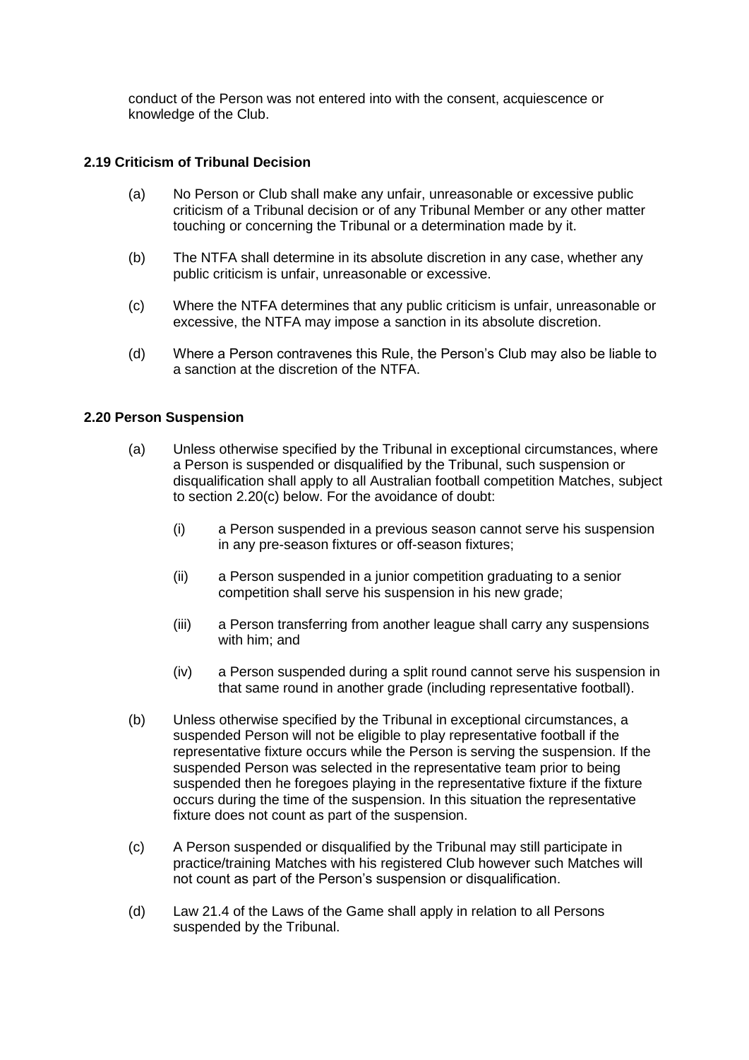conduct of the Person was not entered into with the consent, acquiescence or knowledge of the Club.

### 2.19 Criticism of Tribunal Decision

(a) No Person or Club shall make any unfair, unreasonable or excessive public criticism of a Tribunal decision or of any Tribunal Member or any other matter touching or concerning the Tribunal or a determination made by it.

(b) The NTFA shall determine in its absolute discretion in any case, whether any public criticism is unfair, unreasonable or excessive.

(c) Where the NTFA determines that any public criticism is unfair, unreasonable or excessive, the NTFA may impose a sanction in its absolute discretion.

(d) Where a Person contravenes this Rule, the Person's Club may also be liable to a sanction at the discretion of the NTFA.

### 2.20 Person Suspension

(a) Unless otherwise specified by the Tribunal in exceptional circumstances, where a Person is suspended or disqualified by the Tribunal, such suspension or disqualification shall apply to all Australian football competition Matches, subject to section 2.20(c) below. For the avoidance of doubt:

  (i) a Person suspended in a previous season cannot serve his suspension in any pre-season fixtures or off-season fixtures;

  (ii) a Person suspended in a junior competition graduating to a senior competition shall serve his suspension in his new grade;

  (iii) a Person transferring from another league shall carry any suspensions with him; and

  (iv) a Person suspended during a split round cannot serve his suspension in that same round in another grade (including representative football).

(b) Unless otherwise specified by the Tribunal in exceptional circumstances, a suspended Person will not be eligible to play representative football if the representative fixture occurs while the Person is serving the suspension. If the suspended Person was selected in the representative team prior to being suspended then he foregoes playing in the representative fixture if the fixture occurs during the time of the suspension. In this situation the representative fixture does not count as part of the suspension.

(c) A Person suspended or disqualified by the Tribunal may still participate in practice/training Matches with his registered Club however such Matches will not count as part of the Person's suspension or disqualification.

(d) Law 21.4 of the Laws of the Game shall apply in relation to all Persons suspended by the Tribunal.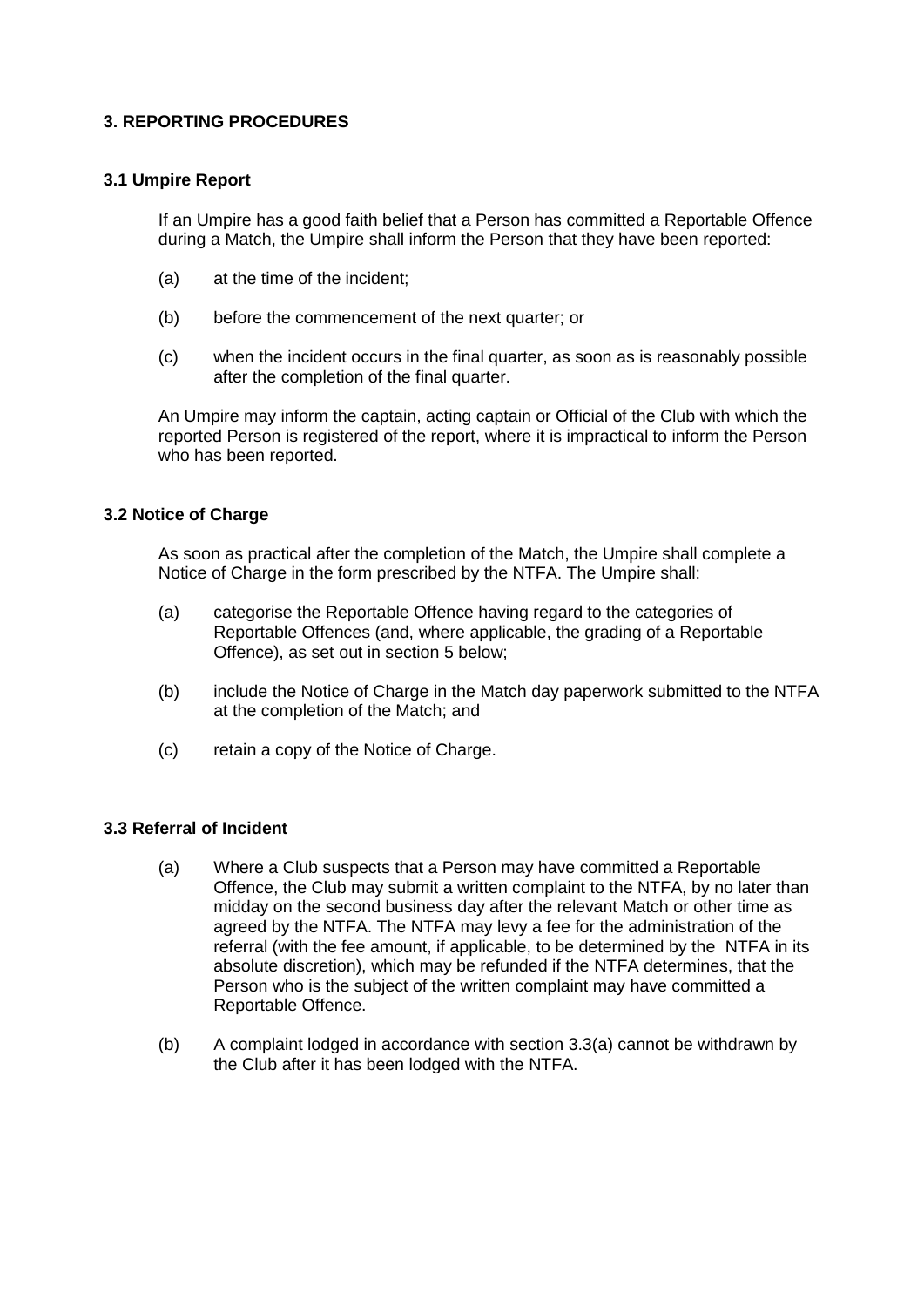## 3. REPORTING PROCEDURES

### 3.1 Umpire Report

If an Umpire has a good faith belief that a Person has committed a Reportable Offence during a Match, the Umpire shall inform the Person that they have been reported:

(a) at the time of the incident;

(b) before the commencement of the next quarter; or

(c) when the incident occurs in the final quarter, as soon as is reasonably possible after the completion of the final quarter.

An Umpire may inform the captain, acting captain or Official of the Club with which the reported Person is registered of the report, where it is impractical to inform the Person who has been reported.

### 3.2 Notice of Charge

As soon as practical after the completion of the Match, the Umpire shall complete a Notice of Charge in the form prescribed by the NTFA. The Umpire shall:

(a) categorise the Reportable Offence having regard to the categories of Reportable Offences (and, where applicable, the grading of a Reportable Offence), as set out in section 5 below;

(b) include the Notice of Charge in the Match day paperwork submitted to the NTFA at the completion of the Match; and

(c) retain a copy of the Notice of Charge.

### 3.3 Referral of Incident

(a) Where a Club suspects that a Person may have committed a Reportable Offence, the Club may submit a written complaint to the NTFA, by no later than midday on the second business day after the relevant Match or other time as agreed by the NTFA. The NTFA may levy a fee for the administration of the referral (with the fee amount, if applicable, to be determined by the NTFA in its absolute discretion), which may be refunded if the NTFA determines, that the Person who is the subject of the written complaint may have committed a Reportable Offence.

(b) A complaint lodged in accordance with section 3.3(a) cannot be withdrawn by the Club after it has been lodged with the NTFA.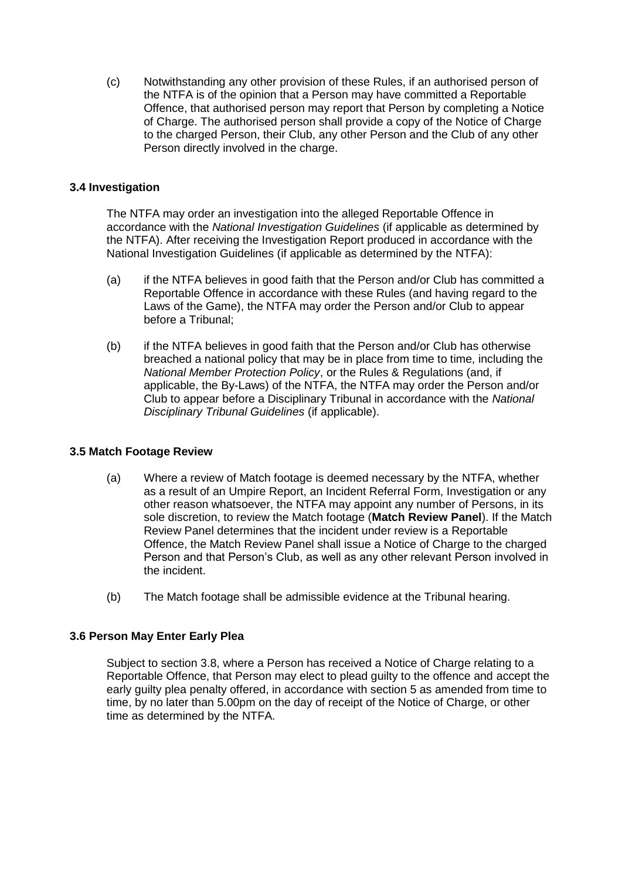(c) Notwithstanding any other provision of these Rules, if an authorised person of the NTFA is of the opinion that a Person may have committed a Reportable Offence, that authorised person may report that Person by completing a Notice of Charge. The authorised person shall provide a copy of the Notice of Charge to the charged Person, their Club, any other Person and the Club of any other Person directly involved in the charge.

### 3.4 Investigation

The NTFA may order an investigation into the alleged Reportable Offence in accordance with the *National Investigation Guidelines* (if applicable as determined by the NTFA). After receiving the Investigation Report produced in accordance with the National Investigation Guidelines (if applicable as determined by the NTFA):

(a) if the NTFA believes in good faith that the Person and/or Club has committed a Reportable Offence in accordance with these Rules (and having regard to the Laws of the Game), the NTFA may order the Person and/or Club to appear before a Tribunal;

(b) if the NTFA believes in good faith that the Person and/or Club has otherwise breached a national policy that may be in place from time to time, including the *National Member Protection Policy*, or the Rules & Regulations (and, if applicable, the By-Laws) of the NTFA, the NTFA may order the Person and/or Club to appear before a Disciplinary Tribunal in accordance with the *National Disciplinary Tribunal Guidelines* (if applicable).

### 3.5 Match Footage Review

(a) Where a review of Match footage is deemed necessary by the NTFA, whether as a result of an Umpire Report, an Incident Referral Form, Investigation or any other reason whatsoever, the NTFA may appoint any number of Persons, in its sole discretion, to review the Match footage (**Match Review Panel**). If the Match Review Panel determines that the incident under review is a Reportable Offence, the Match Review Panel shall issue a Notice of Charge to the charged Person and that Person's Club, as well as any other relevant Person involved in the incident.

(b) The Match footage shall be admissible evidence at the Tribunal hearing.

### 3.6 Person May Enter Early Plea

Subject to section 3.8, where a Person has received a Notice of Charge relating to a Reportable Offence, that Person may elect to plead guilty to the offence and accept the early guilty plea penalty offered, in accordance with section 5 as amended from time to time, by no later than 5.00pm on the day of receipt of the Notice of Charge, or other time as determined by the NTFA.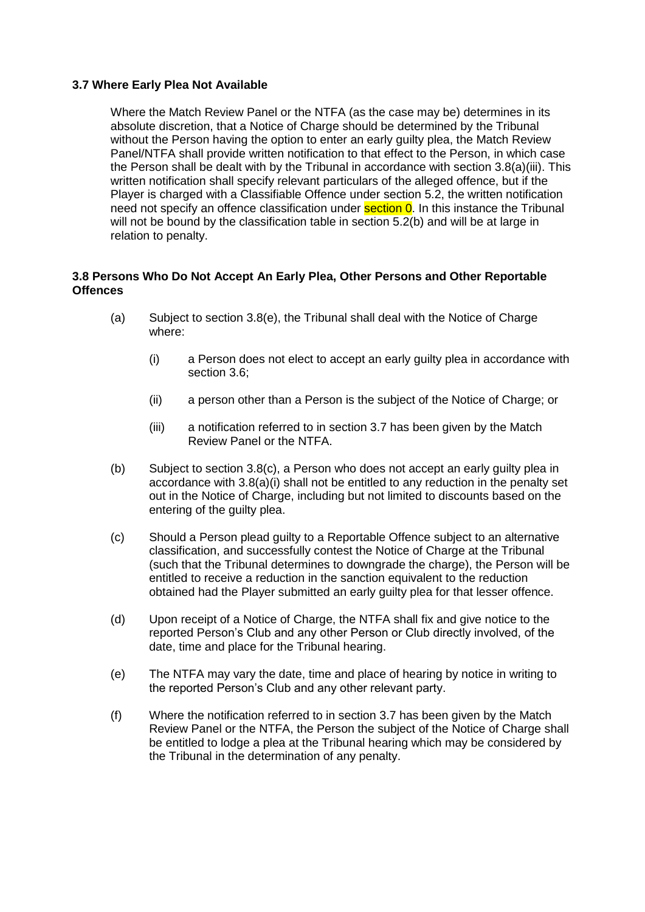### 3.7 Where Early Plea Not Available

Where the Match Review Panel or the NTFA (as the case may be) determines in its absolute discretion, that a Notice of Charge should be determined by the Tribunal without the Person having the option to enter an early guilty plea, the Match Review Panel/NTFA shall provide written notification to that effect to the Person, in which case the Person shall be dealt with by the Tribunal in accordance with section 3.8(a)(iii). This written notification shall specify relevant particulars of the alleged offence, but if the Player is charged with a Classifiable Offence under section 5.2, the written notification need not specify an offence classification under section 0. In this instance the Tribunal will not be bound by the classification table in section 5.2(b) and will be at large in relation to penalty.

### 3.8 Persons Who Do Not Accept An Early Plea, Other Persons and Other Reportable Offences

(a) Subject to section 3.8(e), the Tribunal shall deal with the Notice of Charge where:

  (i) a Person does not elect to accept an early guilty plea in accordance with section 3.6;

  (ii) a person other than a Person is the subject of the Notice of Charge; or

  (iii) a notification referred to in section 3.7 has been given by the Match Review Panel or the NTFA.

(b) Subject to section 3.8(c), a Person who does not accept an early guilty plea in accordance with 3.8(a)(i) shall not be entitled to any reduction in the penalty set out in the Notice of Charge, including but not limited to discounts based on the entering of the guilty plea.

(c) Should a Person plead guilty to a Reportable Offence subject to an alternative classification, and successfully contest the Notice of Charge at the Tribunal (such that the Tribunal determines to downgrade the charge), the Person will be entitled to receive a reduction in the sanction equivalent to the reduction obtained had the Player submitted an early guilty plea for that lesser offence.

(d) Upon receipt of a Notice of Charge, the NTFA shall fix and give notice to the reported Person's Club and any other Person or Club directly involved, of the date, time and place for the Tribunal hearing.

(e) The NTFA may vary the date, time and place of hearing by notice in writing to the reported Person's Club and any other relevant party.

(f) Where the notification referred to in section 3.7 has been given by the Match Review Panel or the NTFA, the Person the subject of the Notice of Charge shall be entitled to lodge a plea at the Tribunal hearing which may be considered by the Tribunal in the determination of any penalty.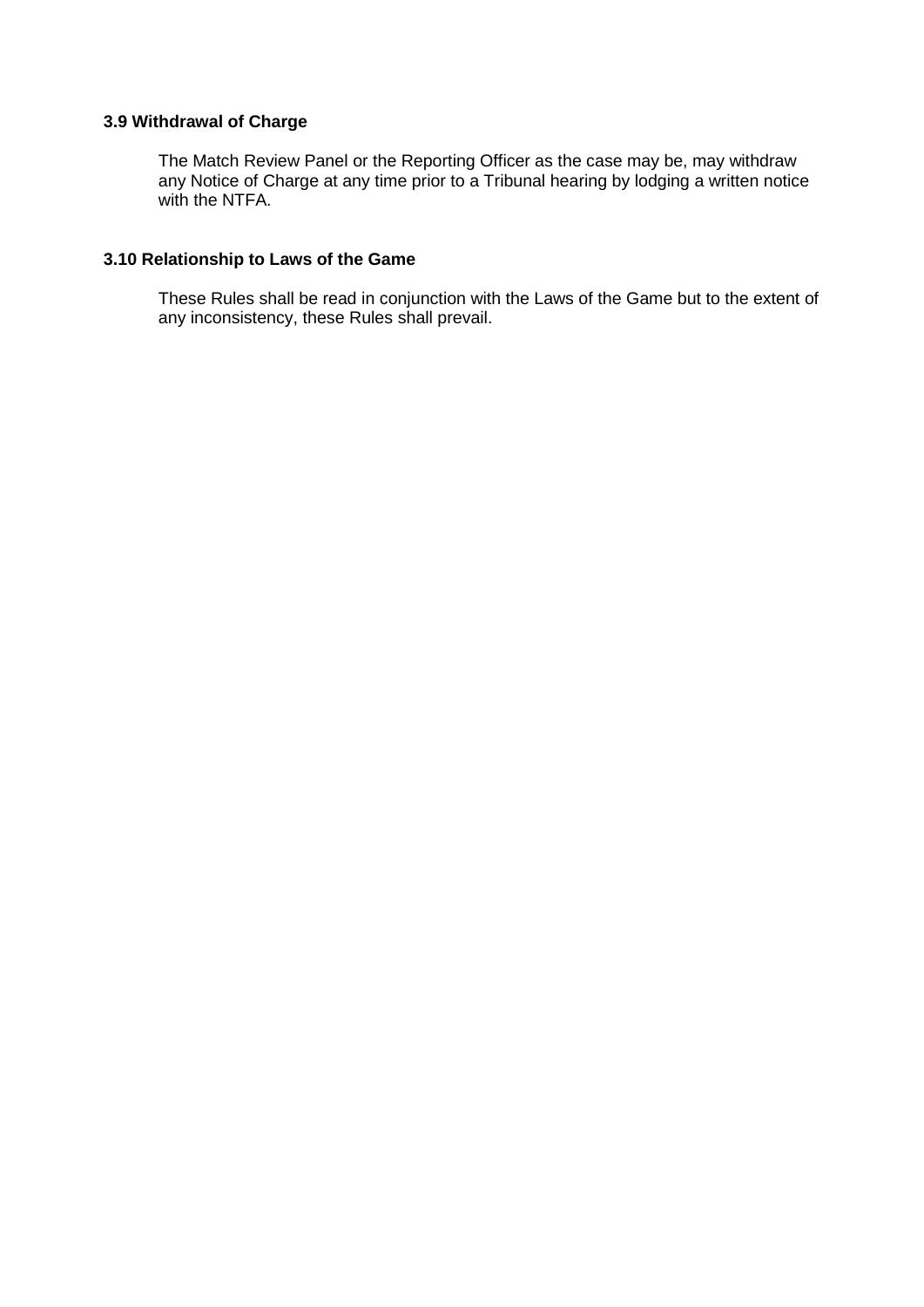### 3.9 Withdrawal of Charge

The Match Review Panel or the Reporting Officer as the case may be, may withdraw any Notice of Charge at any time prior to a Tribunal hearing by lodging a written notice with the NTFA.

### 3.10 Relationship to Laws of the Game

These Rules shall be read in conjunction with the Laws of the Game but to the extent of any inconsistency, these Rules shall prevail.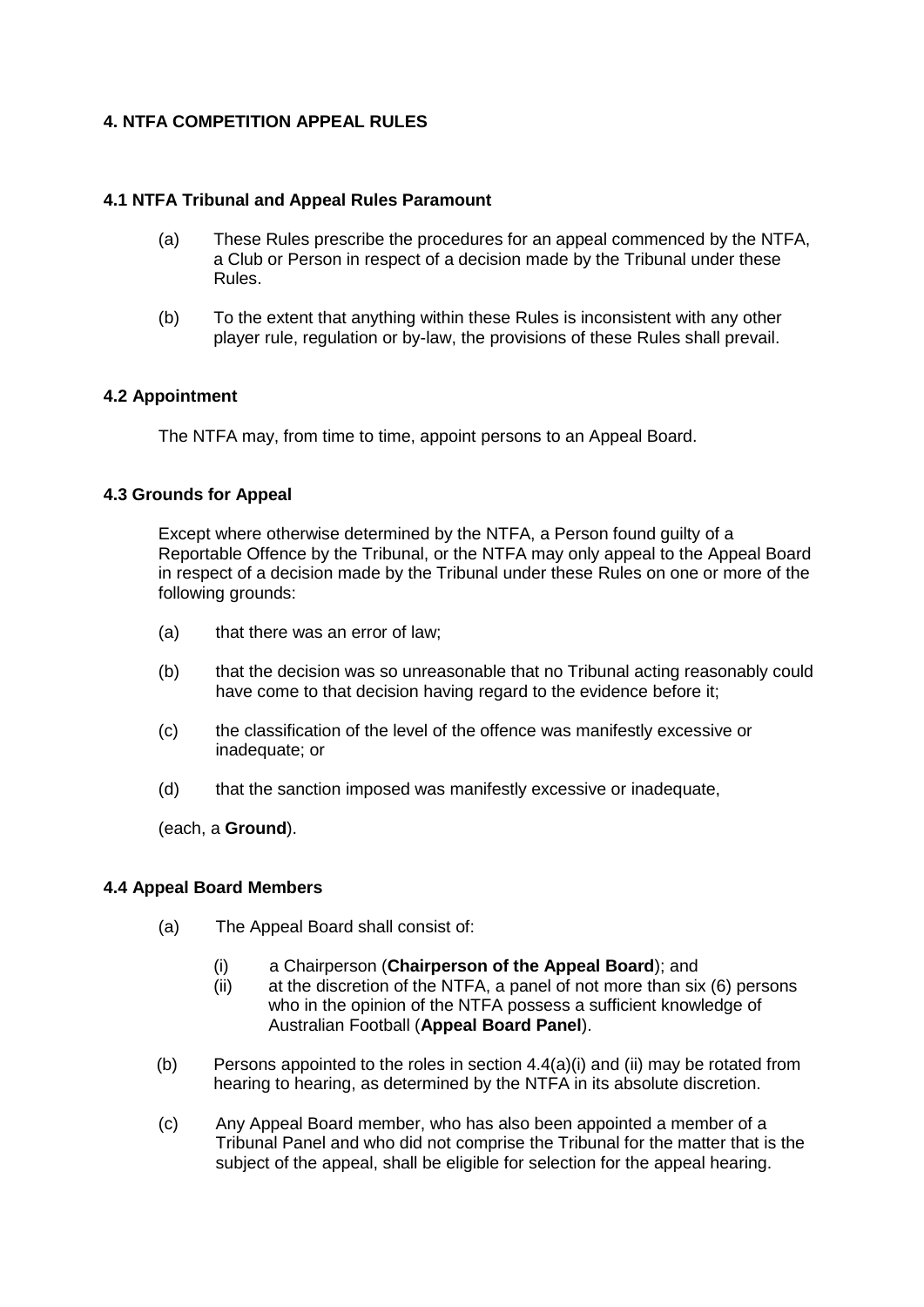## 4. NTFA COMPETITION APPEAL RULES

### 4.1 NTFA Tribunal and Appeal Rules Paramount

(a) These Rules prescribe the procedures for an appeal commenced by the NTFA, a Club or Person in respect of a decision made by the Tribunal under these Rules.

(b) To the extent that anything within these Rules is inconsistent with any other player rule, regulation or by-law, the provisions of these Rules shall prevail.

### 4.2 Appointment

The NTFA may, from time to time, appoint persons to an Appeal Board.

### 4.3 Grounds for Appeal

Except where otherwise determined by the NTFA, a Person found guilty of a Reportable Offence by the Tribunal, or the NTFA may only appeal to the Appeal Board in respect of a decision made by the Tribunal under these Rules on one or more of the following grounds:

(a) that there was an error of law;

(b) that the decision was so unreasonable that no Tribunal acting reasonably could have come to that decision having regard to the evidence before it;

(c) the classification of the level of the offence was manifestly excessive or inadequate; or

(d) that the sanction imposed was manifestly excessive or inadequate,

(each, a **Ground**).

### 4.4 Appeal Board Members

(a) The Appeal Board shall consist of:

  (i) a Chairperson (**Chairperson of the Appeal Board**); and
  (ii) at the discretion of the NTFA, a panel of not more than six (6) persons who in the opinion of the NTFA possess a sufficient knowledge of Australian Football (**Appeal Board Panel**).

(b) Persons appointed to the roles in section 4.4(a)(i) and (ii) may be rotated from hearing to hearing, as determined by the NTFA in its absolute discretion.

(c) Any Appeal Board member, who has also been appointed a member of a Tribunal Panel and who did not comprise the Tribunal for the matter that is the subject of the appeal, shall be eligible for selection for the appeal hearing.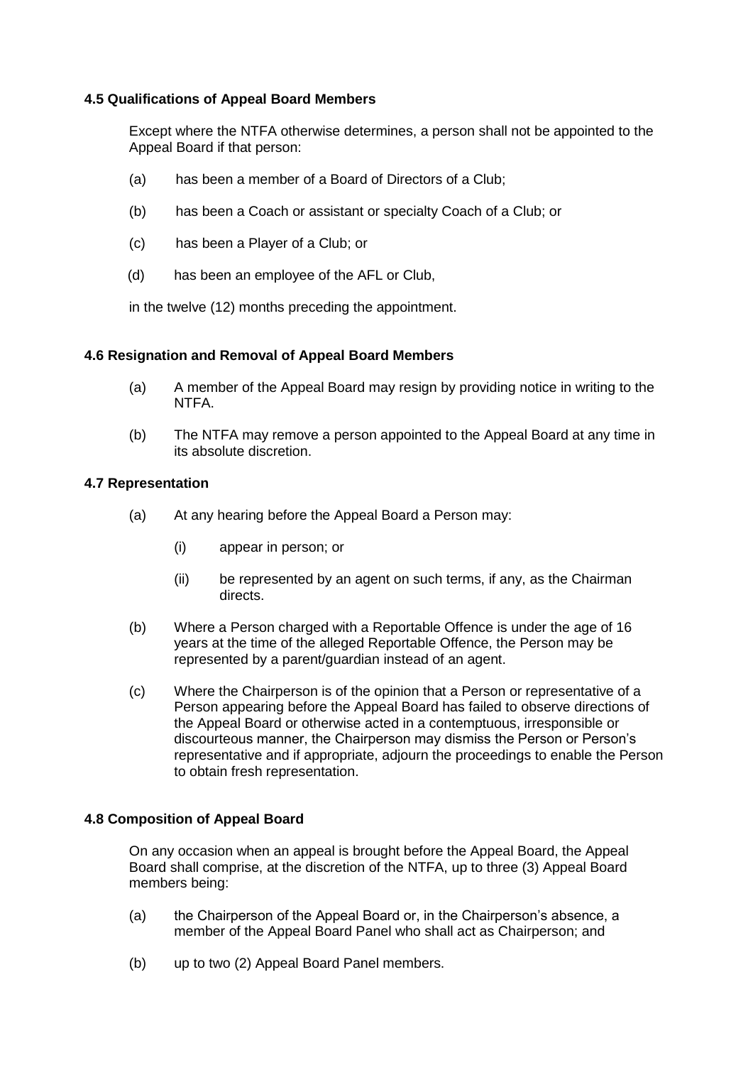### 4.5 Qualifications of Appeal Board Members

Except where the NTFA otherwise determines, a person shall not be appointed to the Appeal Board if that person:

(a) has been a member of a Board of Directors of a Club;

(b) has been a Coach or assistant or specialty Coach of a Club; or

(c) has been a Player of a Club; or

(d) has been an employee of the AFL or Club,

in the twelve (12) months preceding the appointment.

### 4.6 Resignation and Removal of Appeal Board Members

(a) A member of the Appeal Board may resign by providing notice in writing to the NTFA.

(b) The NTFA may remove a person appointed to the Appeal Board at any time in its absolute discretion.

### 4.7 Representation

(a) At any hearing before the Appeal Board a Person may:

(i) appear in person; or

(ii) be represented by an agent on such terms, if any, as the Chairman directs.

(b) Where a Person charged with a Reportable Offence is under the age of 16 years at the time of the alleged Reportable Offence, the Person may be represented by a parent/guardian instead of an agent.

(c) Where the Chairperson is of the opinion that a Person or representative of a Person appearing before the Appeal Board has failed to observe directions of the Appeal Board or otherwise acted in a contemptuous, irresponsible or discourteous manner, the Chairperson may dismiss the Person or Person's representative and if appropriate, adjourn the proceedings to enable the Person to obtain fresh representation.

### 4.8 Composition of Appeal Board

On any occasion when an appeal is brought before the Appeal Board, the Appeal Board shall comprise, at the discretion of the NTFA, up to three (3) Appeal Board members being:

(a) the Chairperson of the Appeal Board or, in the Chairperson's absence, a member of the Appeal Board Panel who shall act as Chairperson; and

(b) up to two (2) Appeal Board Panel members.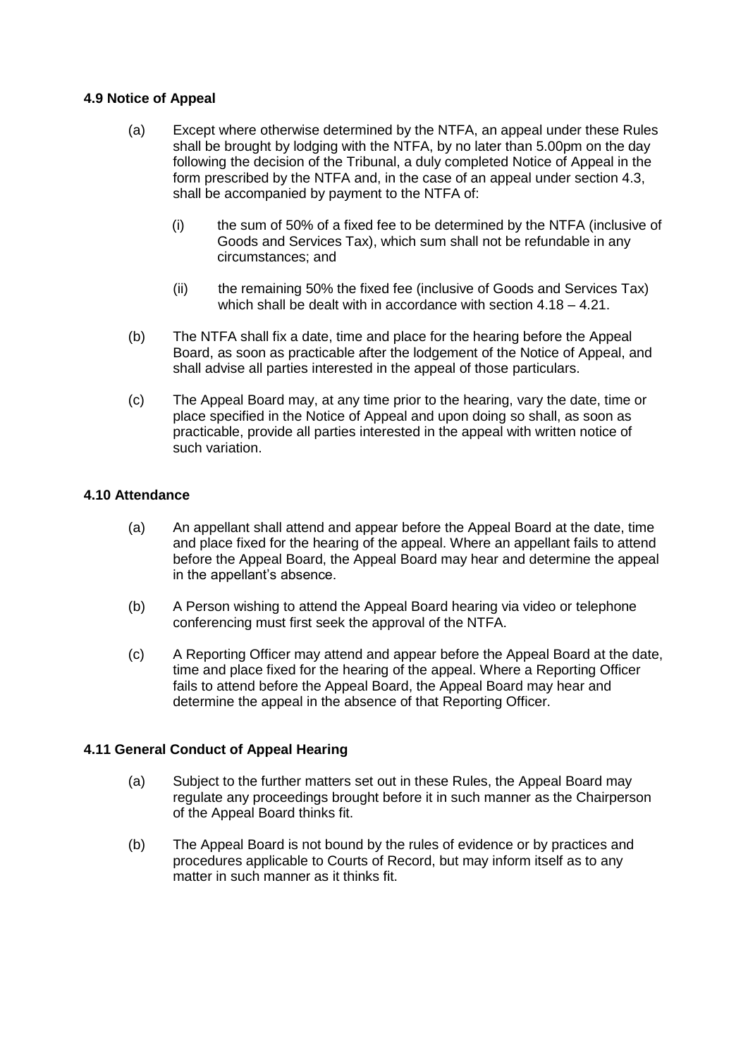### 4.9 Notice of Appeal

(a) Except where otherwise determined by the NTFA, an appeal under these Rules shall be brought by lodging with the NTFA, by no later than 5.00pm on the day following the decision of the Tribunal, a duly completed Notice of Appeal in the form prescribed by the NTFA and, in the case of an appeal under section 4.3, shall be accompanied by payment to the NTFA of:

(i) the sum of 50% of a fixed fee to be determined by the NTFA (inclusive of Goods and Services Tax), which sum shall not be refundable in any circumstances; and

(ii) the remaining 50% the fixed fee (inclusive of Goods and Services Tax) which shall be dealt with in accordance with section 4.18 – 4.21.

(b) The NTFA shall fix a date, time and place for the hearing before the Appeal Board, as soon as practicable after the lodgement of the Notice of Appeal, and shall advise all parties interested in the appeal of those particulars.

(c) The Appeal Board may, at any time prior to the hearing, vary the date, time or place specified in the Notice of Appeal and upon doing so shall, as soon as practicable, provide all parties interested in the appeal with written notice of such variation.

### 4.10 Attendance

(a) An appellant shall attend and appear before the Appeal Board at the date, time and place fixed for the hearing of the appeal. Where an appellant fails to attend before the Appeal Board, the Appeal Board may hear and determine the appeal in the appellant's absence.

(b) A Person wishing to attend the Appeal Board hearing via video or telephone conferencing must first seek the approval of the NTFA.

(c) A Reporting Officer may attend and appear before the Appeal Board at the date, time and place fixed for the hearing of the appeal. Where a Reporting Officer fails to attend before the Appeal Board, the Appeal Board may hear and determine the appeal in the absence of that Reporting Officer.

### 4.11 General Conduct of Appeal Hearing

(a) Subject to the further matters set out in these Rules, the Appeal Board may regulate any proceedings brought before it in such manner as the Chairperson of the Appeal Board thinks fit.

(b) The Appeal Board is not bound by the rules of evidence or by practices and procedures applicable to Courts of Record, but may inform itself as to any matter in such manner as it thinks fit.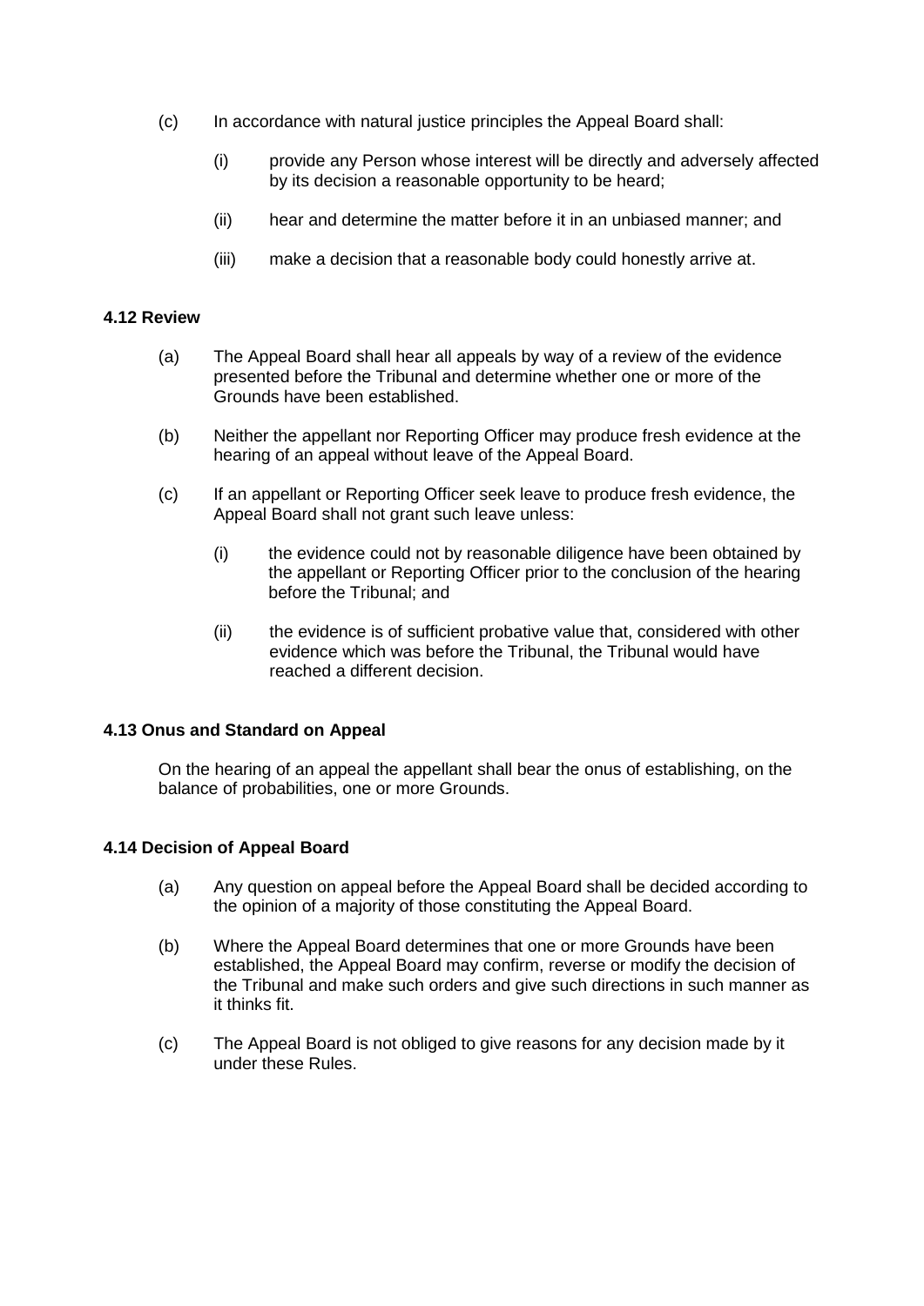(c) In accordance with natural justice principles the Appeal Board shall:

 (i) provide any Person whose interest will be directly and adversely affected by its decision a reasonable opportunity to be heard;

 (ii) hear and determine the matter before it in an unbiased manner; and

 (iii) make a decision that a reasonable body could honestly arrive at.

### 4.12 Review

(a) The Appeal Board shall hear all appeals by way of a review of the evidence presented before the Tribunal and determine whether one or more of the Grounds have been established.

(b) Neither the appellant nor Reporting Officer may produce fresh evidence at the hearing of an appeal without leave of the Appeal Board.

(c) If an appellant or Reporting Officer seek leave to produce fresh evidence, the Appeal Board shall not grant such leave unless:

 (i) the evidence could not by reasonable diligence have been obtained by the appellant or Reporting Officer prior to the conclusion of the hearing before the Tribunal; and

 (ii) the evidence is of sufficient probative value that, considered with other evidence which was before the Tribunal, the Tribunal would have reached a different decision.

### 4.13 Onus and Standard on Appeal

On the hearing of an appeal the appellant shall bear the onus of establishing, on the balance of probabilities, one or more Grounds.

### 4.14 Decision of Appeal Board

(a) Any question on appeal before the Appeal Board shall be decided according to the opinion of a majority of those constituting the Appeal Board.

(b) Where the Appeal Board determines that one or more Grounds have been established, the Appeal Board may confirm, reverse or modify the decision of the Tribunal and make such orders and give such directions in such manner as it thinks fit.

(c) The Appeal Board is not obliged to give reasons for any decision made by it under these Rules.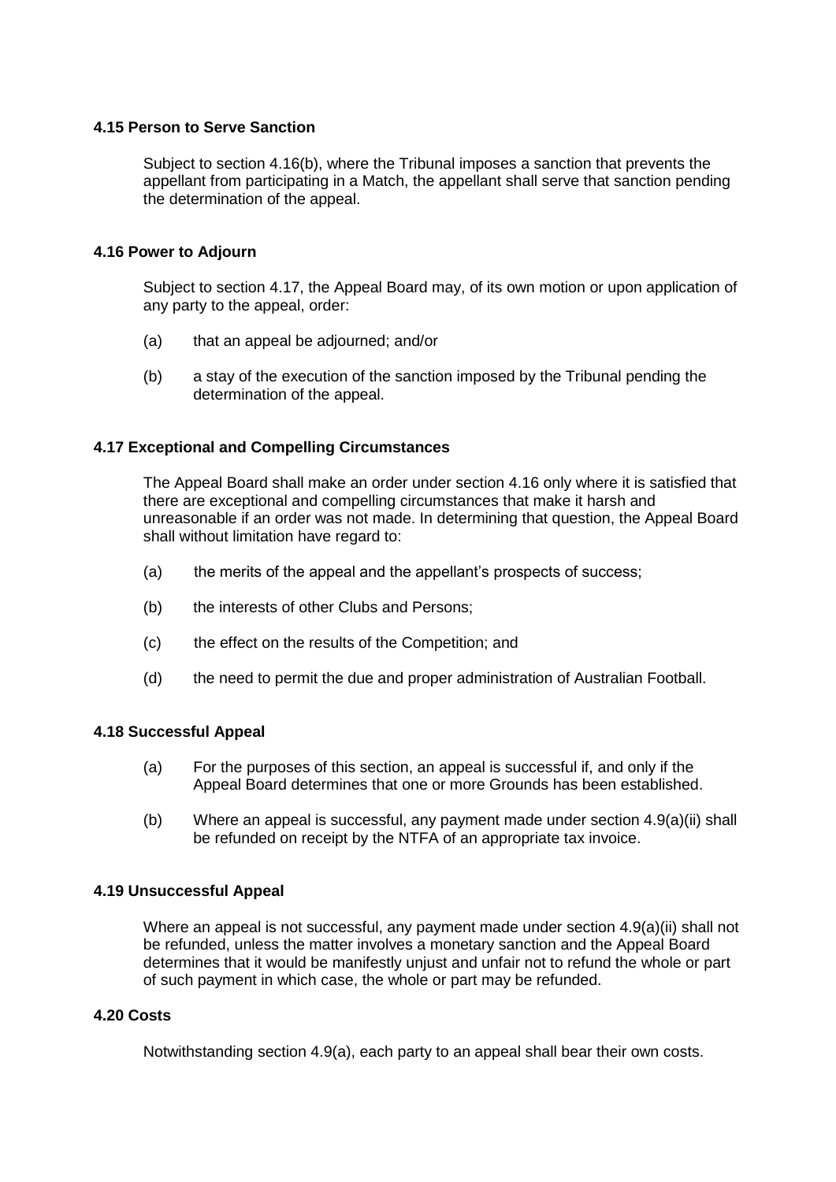#### 4.15 Person to Serve Sanction

Subject to section 4.16(b), where the Tribunal imposes a sanction that prevents the appellant from participating in a Match, the appellant shall serve that sanction pending the determination of the appeal.

#### 4.16 Power to Adjourn

Subject to section 4.17, the Appeal Board may, of its own motion or upon application of any party to the appeal, order:

(a) that an appeal be adjourned; and/or

(b) a stay of the execution of the sanction imposed by the Tribunal pending the determination of the appeal.

#### 4.17 Exceptional and Compelling Circumstances

The Appeal Board shall make an order under section 4.16 only where it is satisfied that there are exceptional and compelling circumstances that make it harsh and unreasonable if an order was not made. In determining that question, the Appeal Board shall without limitation have regard to:

(a) the merits of the appeal and the appellant's prospects of success;

(b) the interests of other Clubs and Persons;

(c) the effect on the results of the Competition; and

(d) the need to permit the due and proper administration of Australian Football.

#### 4.18 Successful Appeal

(a) For the purposes of this section, an appeal is successful if, and only if the Appeal Board determines that one or more Grounds has been established.

(b) Where an appeal is successful, any payment made under section 4.9(a)(ii) shall be refunded on receipt by the NTFA of an appropriate tax invoice.

#### 4.19 Unsuccessful Appeal

Where an appeal is not successful, any payment made under section 4.9(a)(ii) shall not be refunded, unless the matter involves a monetary sanction and the Appeal Board determines that it would be manifestly unjust and unfair not to refund the whole or part of such payment in which case, the whole or part may be refunded.

#### 4.20 Costs

Notwithstanding section 4.9(a), each party to an appeal shall bear their own costs.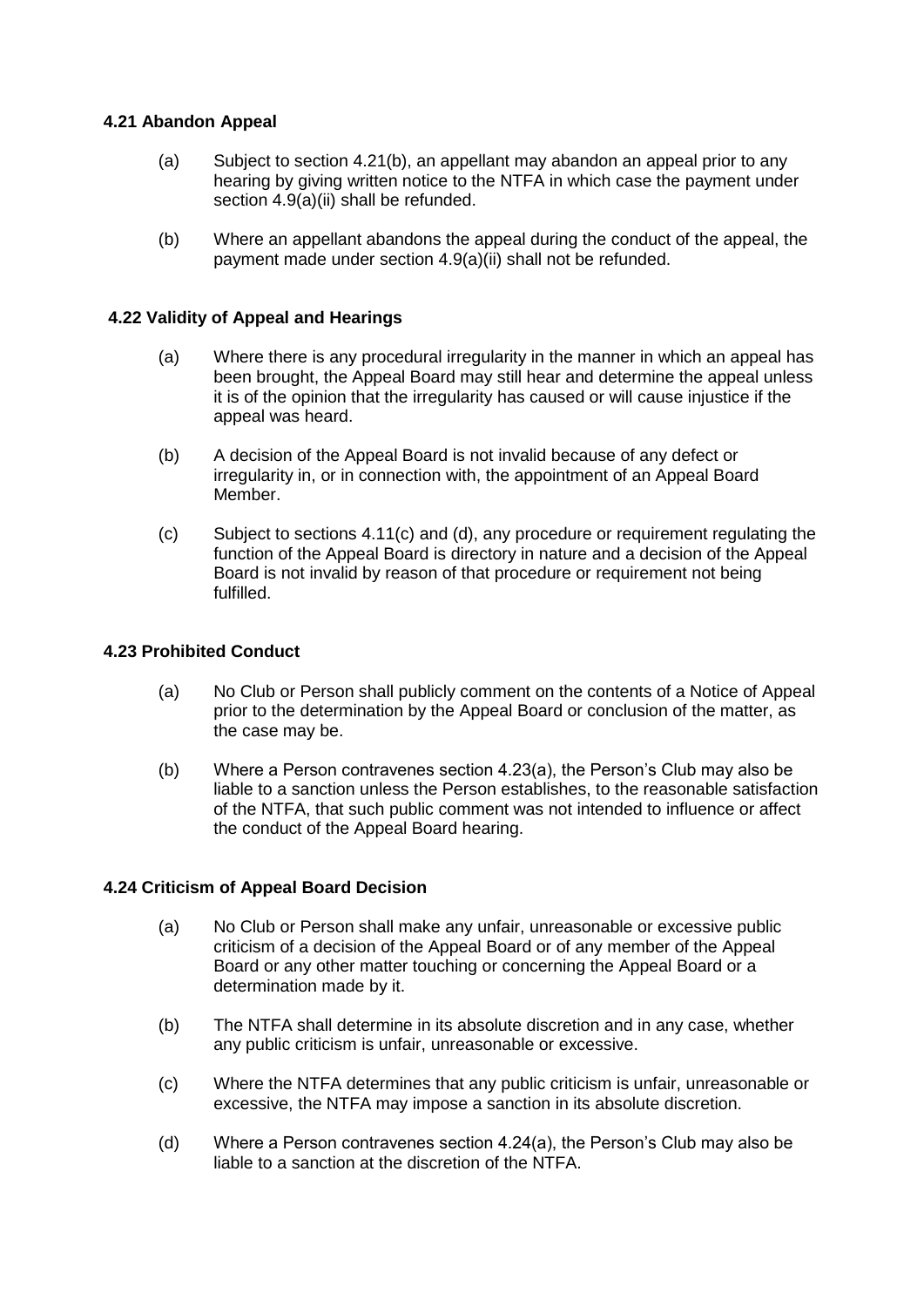### 4.21 Abandon Appeal

(a) Subject to section 4.21(b), an appellant may abandon an appeal prior to any hearing by giving written notice to the NTFA in which case the payment under section 4.9(a)(ii) shall be refunded.

(b) Where an appellant abandons the appeal during the conduct of the appeal, the payment made under section 4.9(a)(ii) shall not be refunded.

### 4.22 Validity of Appeal and Hearings

(a) Where there is any procedural irregularity in the manner in which an appeal has been brought, the Appeal Board may still hear and determine the appeal unless it is of the opinion that the irregularity has caused or will cause injustice if the appeal was heard.

(b) A decision of the Appeal Board is not invalid because of any defect or irregularity in, or in connection with, the appointment of an Appeal Board Member.

(c) Subject to sections 4.11(c) and (d), any procedure or requirement regulating the function of the Appeal Board is directory in nature and a decision of the Appeal Board is not invalid by reason of that procedure or requirement not being fulfilled.

### 4.23 Prohibited Conduct

(a) No Club or Person shall publicly comment on the contents of a Notice of Appeal prior to the determination by the Appeal Board or conclusion of the matter, as the case may be.

(b) Where a Person contravenes section 4.23(a), the Person's Club may also be liable to a sanction unless the Person establishes, to the reasonable satisfaction of the NTFA, that such public comment was not intended to influence or affect the conduct of the Appeal Board hearing.

### 4.24 Criticism of Appeal Board Decision

(a) No Club or Person shall make any unfair, unreasonable or excessive public criticism of a decision of the Appeal Board or of any member of the Appeal Board or any other matter touching or concerning the Appeal Board or a determination made by it.

(b) The NTFA shall determine in its absolute discretion and in any case, whether any public criticism is unfair, unreasonable or excessive.

(c) Where the NTFA determines that any public criticism is unfair, unreasonable or excessive, the NTFA may impose a sanction in its absolute discretion.

(d) Where a Person contravenes section 4.24(a), the Person's Club may also be liable to a sanction at the discretion of the NTFA.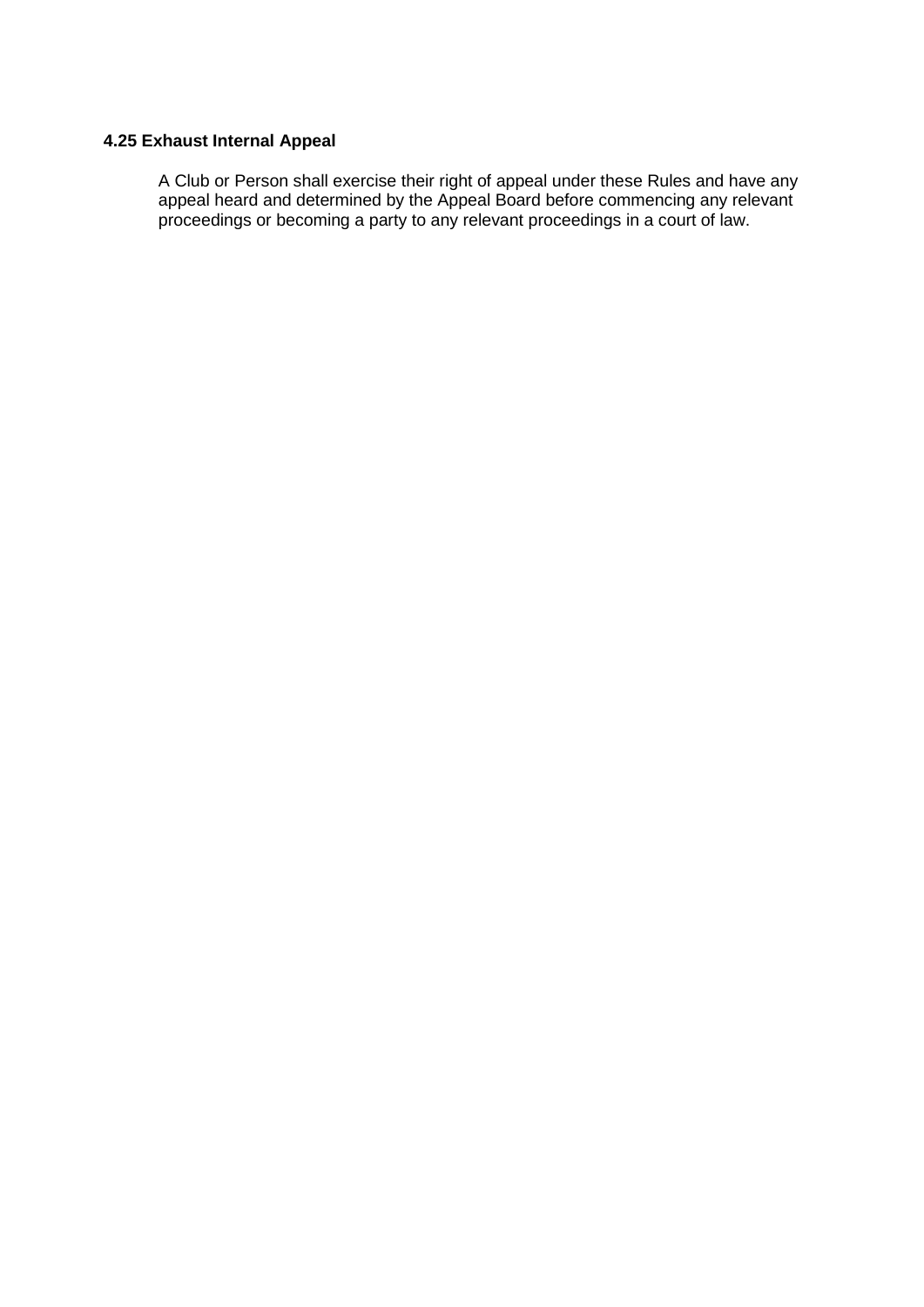### 4.25 Exhaust Internal Appeal

A Club or Person shall exercise their right of appeal under these Rules and have any appeal heard and determined by the Appeal Board before commencing any relevant proceedings or becoming a party to any relevant proceedings in a court of law.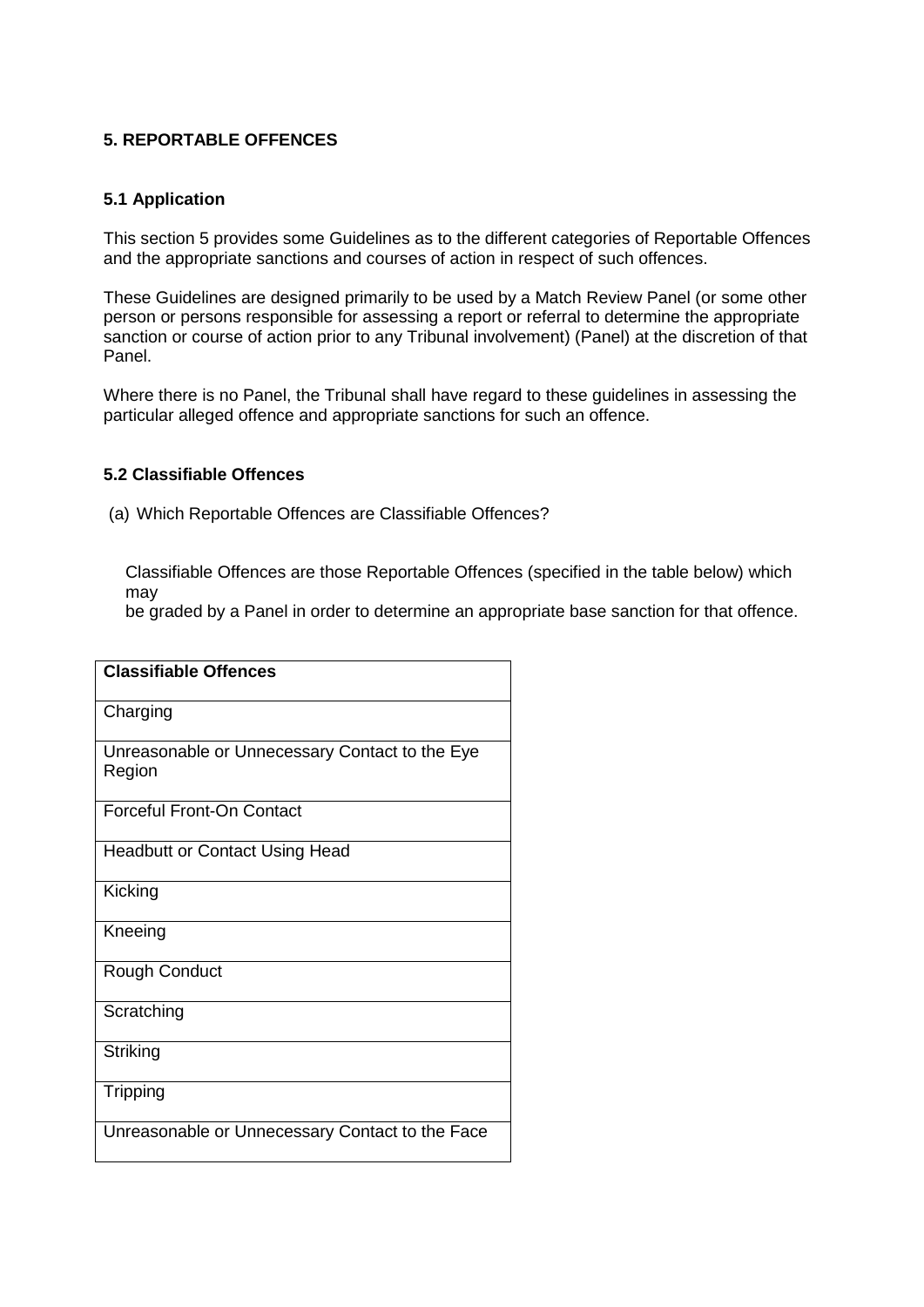## 5. REPORTABLE OFFENCES

### 5.1 Application

This section 5 provides some Guidelines as to the different categories of Reportable Offences and the appropriate sanctions and courses of action in respect of such offences.

These Guidelines are designed primarily to be used by a Match Review Panel (or some other person or persons responsible for assessing a report or referral to determine the appropriate sanction or course of action prior to any Tribunal involvement) (Panel) at the discretion of that Panel.

Where there is no Panel, the Tribunal shall have regard to these guidelines in assessing the particular alleged offence and appropriate sanctions for such an offence.

### 5.2 Classifiable Offences

(a) Which Reportable Offences are Classifiable Offences?

Classifiable Offences are those Reportable Offences (specified in the table below) which may be graded by a Panel in order to determine an appropriate base sanction for that offence.

| Classifiable Offences |
|---|
| Charging |
| Unreasonable or Unnecessary Contact to the Eye Region |
| Forceful Front-On Contact |
| Headbutt or Contact Using Head |
| Kicking |
| Kneeing |
| Rough Conduct |
| Scratching |
| Striking |
| Tripping |
| Unreasonable or Unnecessary Contact to the Face |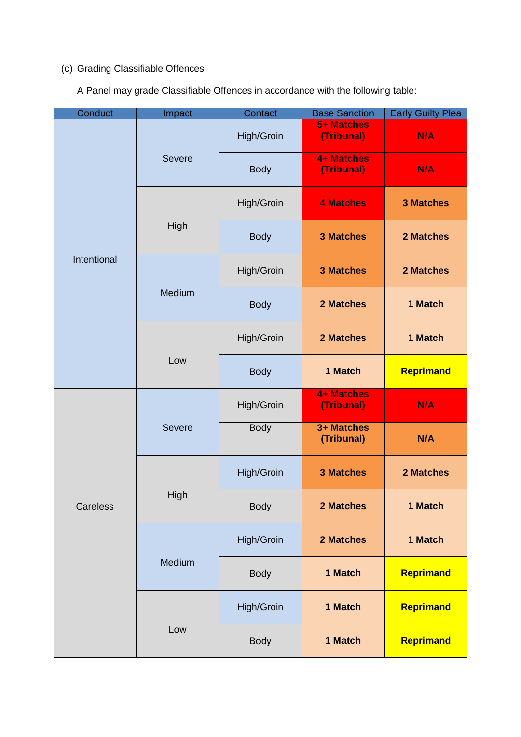(c) Grading Classifiable Offences

A Panel may grade Classifiable Offences in accordance with the following table:

| Conduct | Impact | Contact | Base Sanction | Early Guilty Plea |
|---|---|---|---|---|
| Intentional | Severe | High/Groin | **5+ Matches (Tribunal)** | **N/A** |
| | | Body | **4+ Matches (Tribunal)** | **N/A** |
| | High | High/Groin | **4 Matches** | **3 Matches** |
| | | Body | **3 Matches** | **2 Matches** |
| | Medium | High/Groin | **3 Matches** | **2 Matches** |
| | | Body | **2 Matches** | **1 Match** |
| | Low | High/Groin | **2 Matches** | **1 Match** |
| | | Body | **1 Match** | **Reprimand** |
| Careless | Severe | High/Groin | **4+ Matches (Tribunal)** | **N/A** |
| | | Body | **3+ Matches (Tribunal)** | **N/A** |
| | High | High/Groin | **3 Matches** | **2 Matches** |
| | | Body | **2 Matches** | **1 Match** |
| | Medium | High/Groin | **2 Matches** | **1 Match** |
| | | Body | **1 Match** | **Reprimand** |
| | Low | High/Groin | **1 Match** | **Reprimand** |
| | | Body | **1 Match** | **Reprimand** |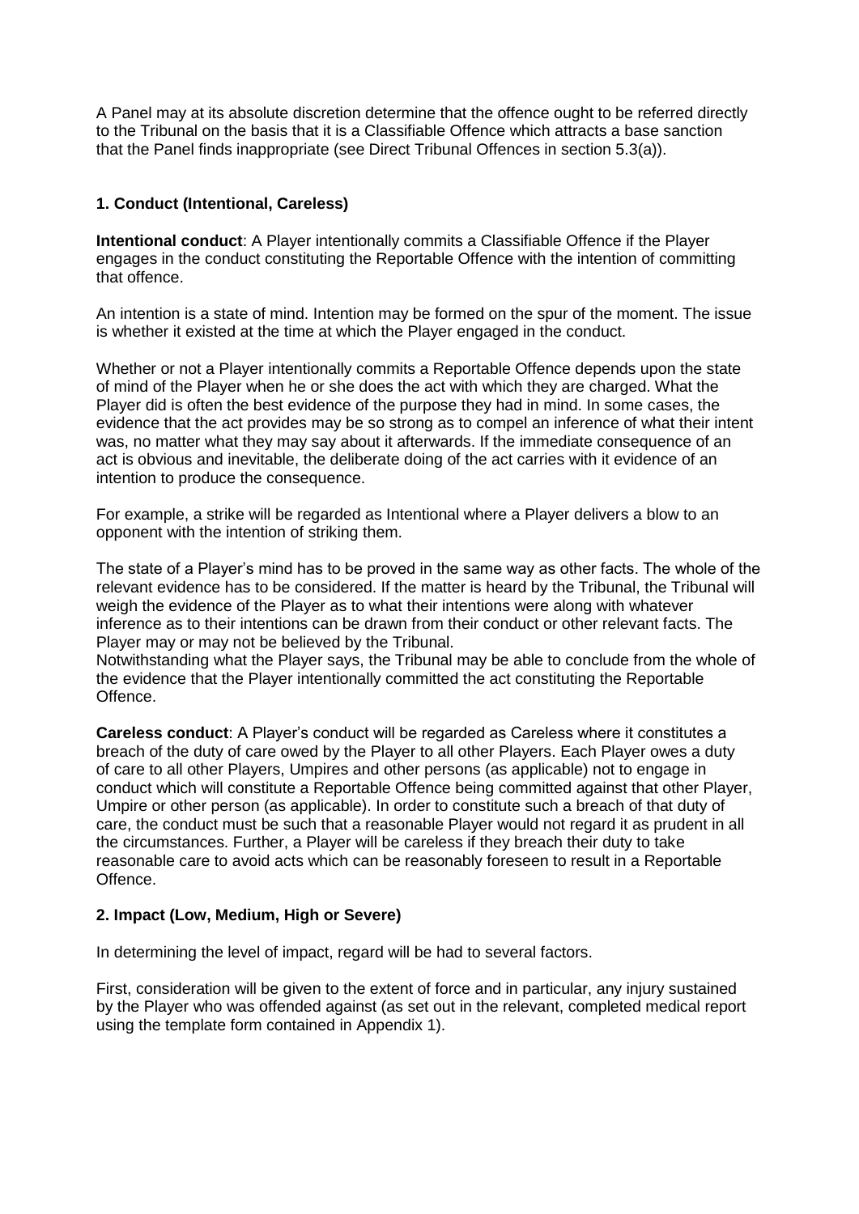A Panel may at its absolute discretion determine that the offence ought to be referred directly to the Tribunal on the basis that it is a Classifiable Offence which attracts a base sanction that the Panel finds inappropriate (see Direct Tribunal Offences in section 5.3(a)).

### 1. Conduct (Intentional, Careless)

**Intentional conduct**: A Player intentionally commits a Classifiable Offence if the Player engages in the conduct constituting the Reportable Offence with the intention of committing that offence.

An intention is a state of mind. Intention may be formed on the spur of the moment. The issue is whether it existed at the time at which the Player engaged in the conduct.

Whether or not a Player intentionally commits a Reportable Offence depends upon the state of mind of the Player when he or she does the act with which they are charged. What the Player did is often the best evidence of the purpose they had in mind. In some cases, the evidence that the act provides may be so strong as to compel an inference of what their intent was, no matter what they may say about it afterwards. If the immediate consequence of an act is obvious and inevitable, the deliberate doing of the act carries with it evidence of an intention to produce the consequence.

For example, a strike will be regarded as Intentional where a Player delivers a blow to an opponent with the intention of striking them.

The state of a Player's mind has to be proved in the same way as other facts. The whole of the relevant evidence has to be considered. If the matter is heard by the Tribunal, the Tribunal will weigh the evidence of the Player as to what their intentions were along with whatever inference as to their intentions can be drawn from their conduct or other relevant facts. The Player may or may not be believed by the Tribunal.
Notwithstanding what the Player says, the Tribunal may be able to conclude from the whole of the evidence that the Player intentionally committed the act constituting the Reportable Offence.

**Careless conduct**: A Player's conduct will be regarded as Careless where it constitutes a breach of the duty of care owed by the Player to all other Players. Each Player owes a duty of care to all other Players, Umpires and other persons (as applicable) not to engage in conduct which will constitute a Reportable Offence being committed against that other Player, Umpire or other person (as applicable). In order to constitute such a breach of that duty of care, the conduct must be such that a reasonable Player would not regard it as prudent in all the circumstances. Further, a Player will be careless if they breach their duty to take reasonable care to avoid acts which can be reasonably foreseen to result in a Reportable Offence.

### 2. Impact (Low, Medium, High or Severe)

In determining the level of impact, regard will be had to several factors.

First, consideration will be given to the extent of force and in particular, any injury sustained by the Player who was offended against (as set out in the relevant, completed medical report using the template form contained in Appendix 1).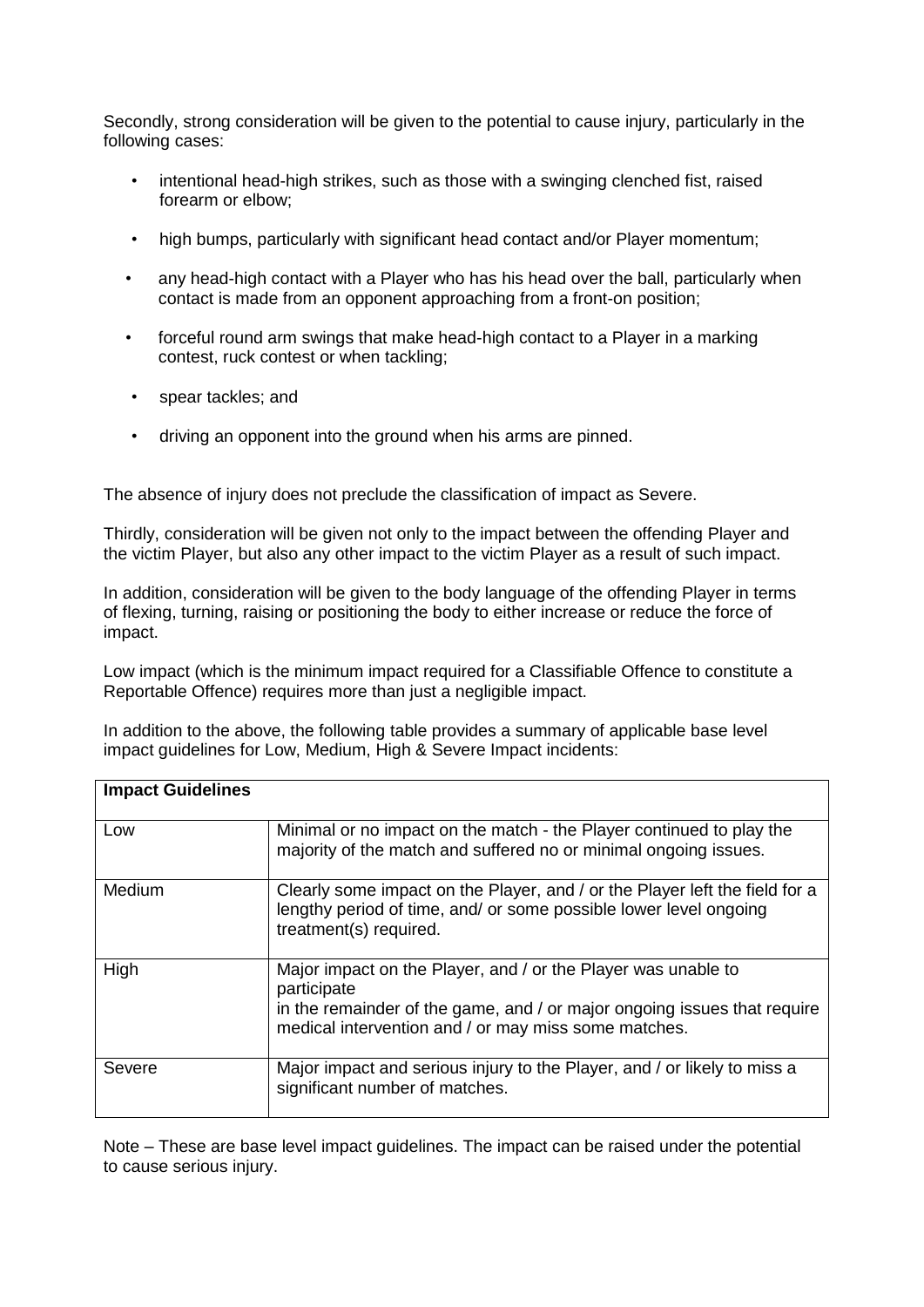Secondly, strong consideration will be given to the potential to cause injury, particularly in the following cases:

- intentional head-high strikes, such as those with a swinging clenched fist, raised forearm or elbow;
- high bumps, particularly with significant head contact and/or Player momentum;
- any head-high contact with a Player who has his head over the ball, particularly when contact is made from an opponent approaching from a front-on position;
- forceful round arm swings that make head-high contact to a Player in a marking contest, ruck contest or when tackling;
- spear tackles; and
- driving an opponent into the ground when his arms are pinned.

The absence of injury does not preclude the classification of impact as Severe.

Thirdly, consideration will be given not only to the impact between the offending Player and the victim Player, but also any other impact to the victim Player as a result of such impact.

In addition, consideration will be given to the body language of the offending Player in terms of flexing, turning, raising or positioning the body to either increase or reduce the force of impact.

Low impact (which is the minimum impact required for a Classifiable Offence to constitute a Reportable Offence) requires more than just a negligible impact.

In addition to the above, the following table provides a summary of applicable base level impact guidelines for Low, Medium, High & Severe Impact incidents:

| **Impact Guidelines** | |
|---|---|
| Low | Minimal or no impact on the match - the Player continued to play the majority of the match and suffered no or minimal ongoing issues. |
| Medium | Clearly some impact on the Player, and / or the Player left the field for a lengthy period of time, and/ or some possible lower level ongoing treatment(s) required. |
| High | Major impact on the Player, and / or the Player was unable to participate in the remainder of the game, and / or major ongoing issues that require medical intervention and / or may miss some matches. |
| Severe | Major impact and serious injury to the Player, and / or likely to miss a significant number of matches. |

Note – These are base level impact guidelines. The impact can be raised under the potential to cause serious injury.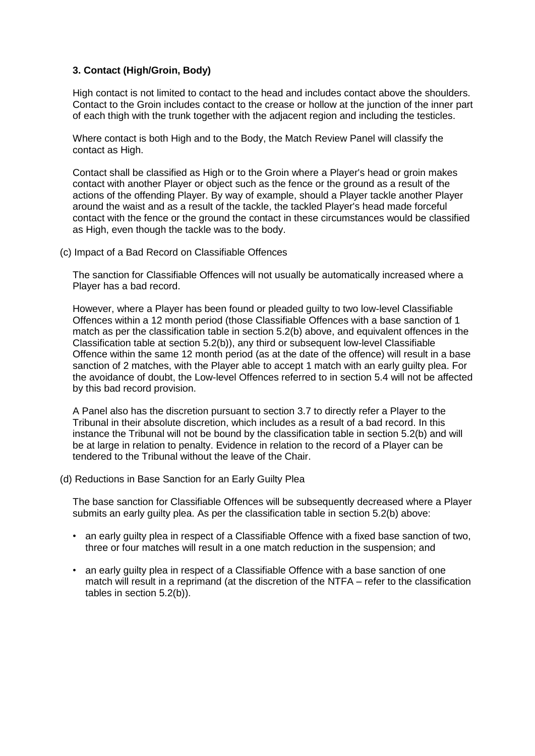### 3. Contact (High/Groin, Body)

High contact is not limited to contact to the head and includes contact above the shoulders. Contact to the Groin includes contact to the crease or hollow at the junction of the inner part of each thigh with the trunk together with the adjacent region and including the testicles.

Where contact is both High and to the Body, the Match Review Panel will classify the contact as High.

Contact shall be classified as High or to the Groin where a Player's head or groin makes contact with another Player or object such as the fence or the ground as a result of the actions of the offending Player. By way of example, should a Player tackle another Player around the waist and as a result of the tackle, the tackled Player's head made forceful contact with the fence or the ground the contact in these circumstances would be classified as High, even though the tackle was to the body.

(c) Impact of a Bad Record on Classifiable Offences

The sanction for Classifiable Offences will not usually be automatically increased where a Player has a bad record.

However, where a Player has been found or pleaded guilty to two low-level Classifiable Offences within a 12 month period (those Classifiable Offences with a base sanction of 1 match as per the classification table in section 5.2(b) above, and equivalent offences in the Classification table at section 5.2(b)), any third or subsequent low-level Classifiable Offence within the same 12 month period (as at the date of the offence) will result in a base sanction of 2 matches, with the Player able to accept 1 match with an early guilty plea. For the avoidance of doubt, the Low-level Offences referred to in section 5.4 will not be affected by this bad record provision.

A Panel also has the discretion pursuant to section 3.7 to directly refer a Player to the Tribunal in their absolute discretion, which includes as a result of a bad record. In this instance the Tribunal will not be bound by the classification table in section 5.2(b) and will be at large in relation to penalty. Evidence in relation to the record of a Player can be tendered to the Tribunal without the leave of the Chair.

(d) Reductions in Base Sanction for an Early Guilty Plea

The base sanction for Classifiable Offences will be subsequently decreased where a Player submits an early guilty plea. As per the classification table in section 5.2(b) above:

- an early guilty plea in respect of a Classifiable Offence with a fixed base sanction of two, three or four matches will result in a one match reduction in the suspension; and
- an early guilty plea in respect of a Classifiable Offence with a base sanction of one match will result in a reprimand (at the discretion of the NTFA – refer to the classification tables in section 5.2(b)).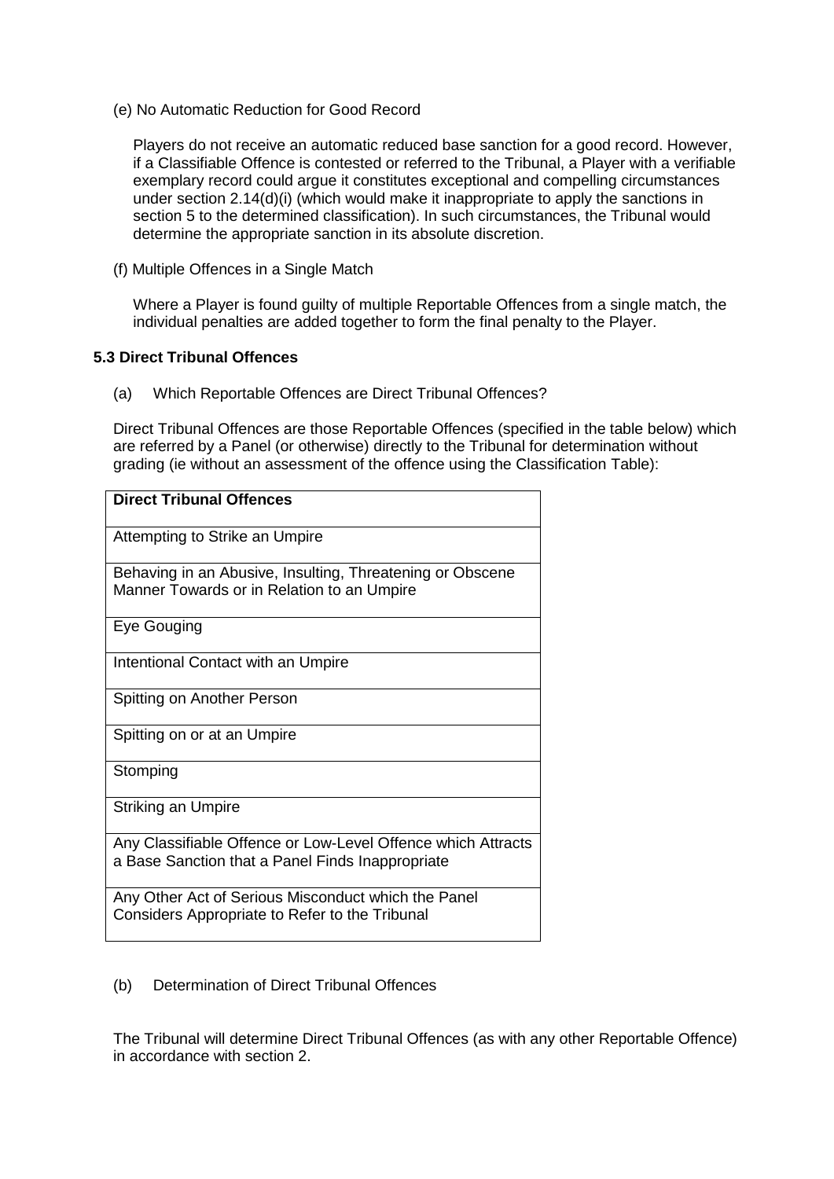(e) No Automatic Reduction for Good Record

Players do not receive an automatic reduced base sanction for a good record. However, if a Classifiable Offence is contested or referred to the Tribunal, a Player with a verifiable exemplary record could argue it constitutes exceptional and compelling circumstances under section 2.14(d)(i) (which would make it inappropriate to apply the sanctions in section 5 to the determined classification). In such circumstances, the Tribunal would determine the appropriate sanction in its absolute discretion.

(f) Multiple Offences in a Single Match

Where a Player is found guilty of multiple Reportable Offences from a single match, the individual penalties are added together to form the final penalty to the Player.

### 5.3 Direct Tribunal Offences

(a) Which Reportable Offences are Direct Tribunal Offences?

Direct Tribunal Offences are those Reportable Offences (specified in the table below) which are referred by a Panel (or otherwise) directly to the Tribunal for determination without grading (ie without an assessment of the offence using the Classification Table):

| **Direct Tribunal Offences** |
|---|
| Attempting to Strike an Umpire |
| Behaving in an Abusive, Insulting, Threatening or Obscene Manner Towards or in Relation to an Umpire |
| Eye Gouging |
| Intentional Contact with an Umpire |
| Spitting on Another Person |
| Spitting on or at an Umpire |
| Stomping |
| Striking an Umpire |
| Any Classifiable Offence or Low-Level Offence which Attracts a Base Sanction that a Panel Finds Inappropriate |
| Any Other Act of Serious Misconduct which the Panel Considers Appropriate to Refer to the Tribunal |

(b) Determination of Direct Tribunal Offences

The Tribunal will determine Direct Tribunal Offences (as with any other Reportable Offence) in accordance with section 2.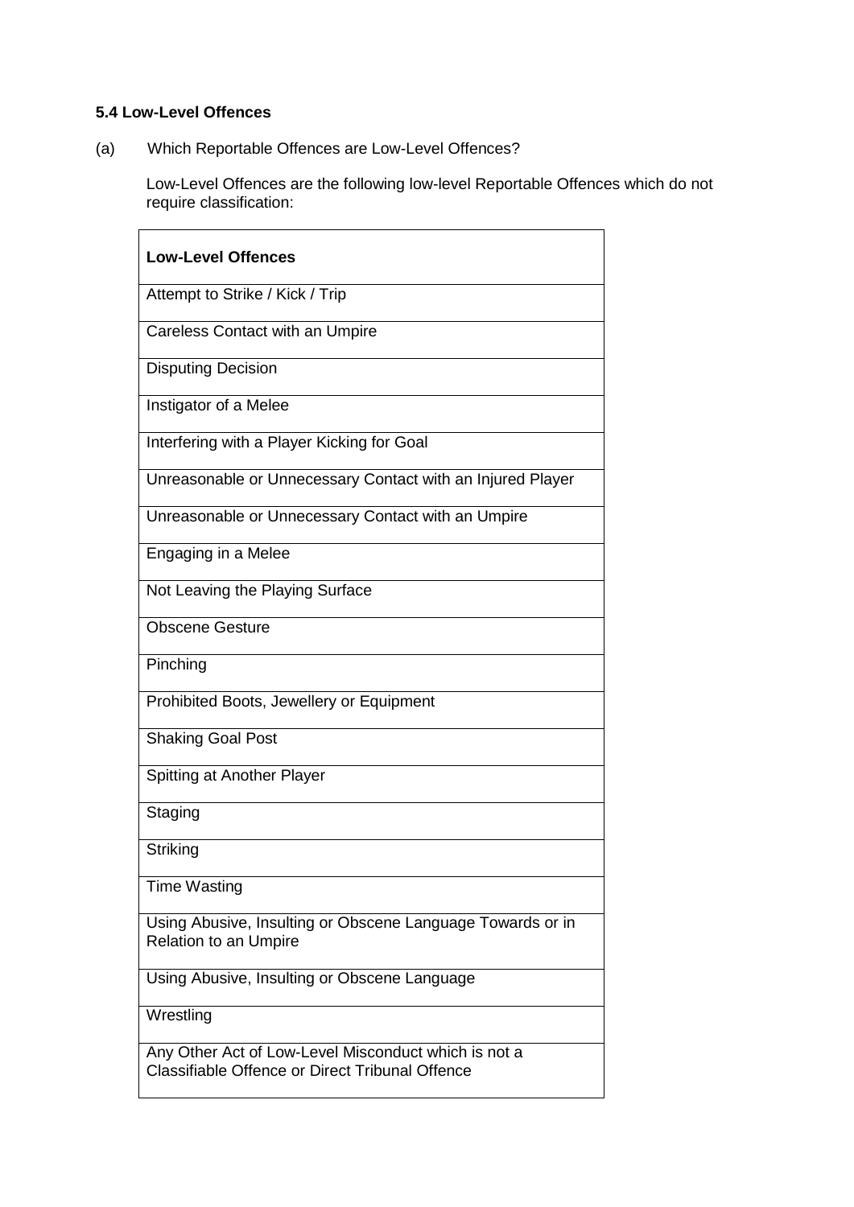### 5.4 Low-Level Offences

(a) Which Reportable Offences are Low-Level Offences?

Low-Level Offences are the following low-level Reportable Offences which do not require classification:

| Low-Level Offences |
|---|
| Attempt to Strike / Kick / Trip |
| Careless Contact with an Umpire |
| Disputing Decision |
| Instigator of a Melee |
| Interfering with a Player Kicking for Goal |
| Unreasonable or Unnecessary Contact with an Injured Player |
| Unreasonable or Unnecessary Contact with an Umpire |
| Engaging in a Melee |
| Not Leaving the Playing Surface |
| Obscene Gesture |
| Pinching |
| Prohibited Boots, Jewellery or Equipment |
| Shaking Goal Post |
| Spitting at Another Player |
| Staging |
| Striking |
| Time Wasting |
| Using Abusive, Insulting or Obscene Language Towards or in Relation to an Umpire |
| Using Abusive, Insulting or Obscene Language |
| Wrestling |
| Any Other Act of Low-Level Misconduct which is not a Classifiable Offence or Direct Tribunal Offence |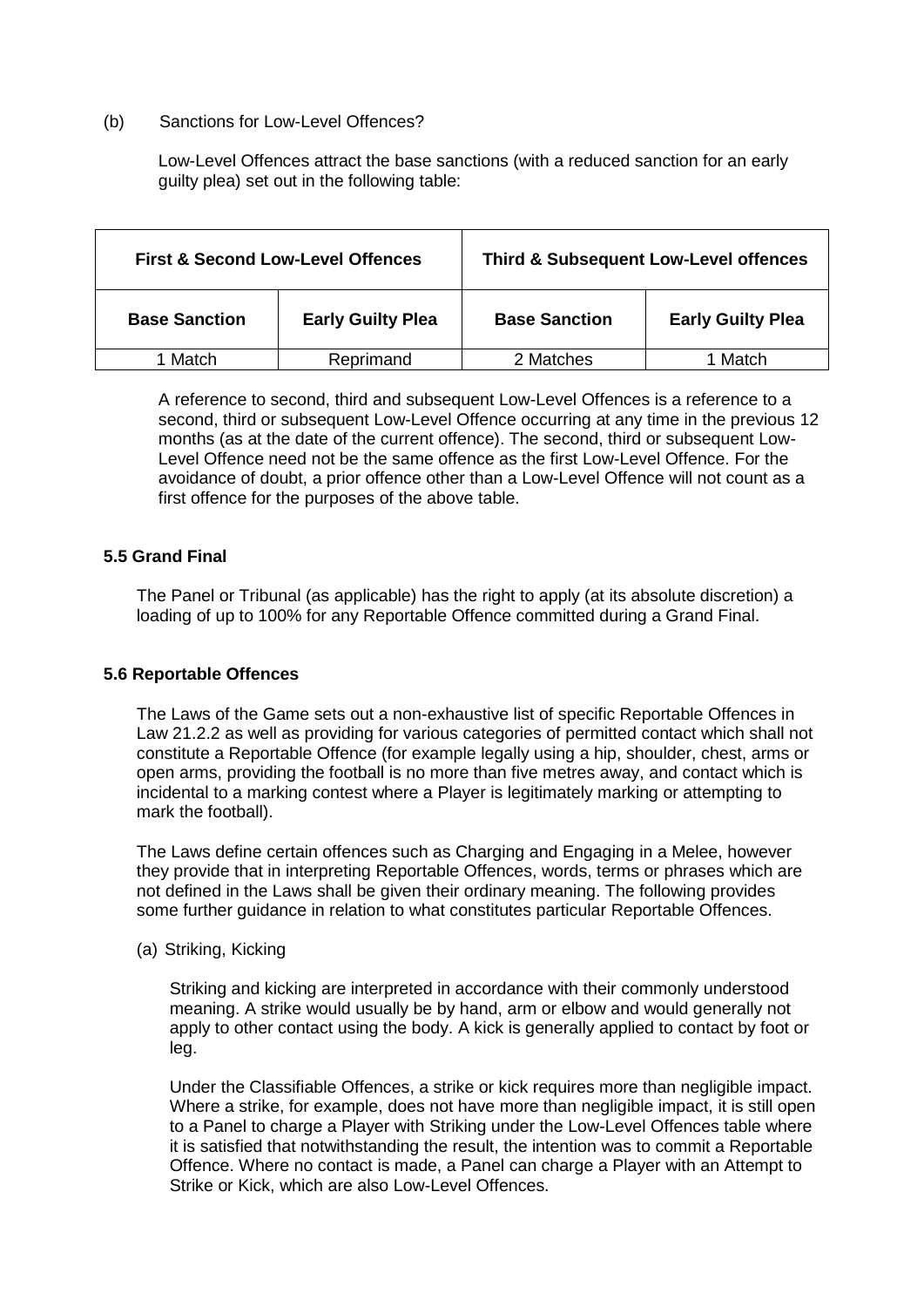(b) Sanctions for Low-Level Offences?

Low-Level Offences attract the base sanctions (with a reduced sanction for an early guilty plea) set out in the following table:

| First & Second Low-Level Offences | | Third & Subsequent Low-Level offences | |
|---|---|---|---|
| **Base Sanction** | **Early Guilty Plea** | **Base Sanction** | **Early Guilty Plea** |
| 1 Match | Reprimand | 2 Matches | 1 Match |

A reference to second, third and subsequent Low-Level Offences is a reference to a second, third or subsequent Low-Level Offence occurring at any time in the previous 12 months (as at the date of the current offence). The second, third or subsequent Low-Level Offence need not be the same offence as the first Low-Level Offence. For the avoidance of doubt, a prior offence other than a Low-Level Offence will not count as a first offence for the purposes of the above table.

### 5.5 Grand Final

The Panel or Tribunal (as applicable) has the right to apply (at its absolute discretion) a loading of up to 100% for any Reportable Offence committed during a Grand Final.

### 5.6 Reportable Offences

The Laws of the Game sets out a non-exhaustive list of specific Reportable Offences in Law 21.2.2 as well as providing for various categories of permitted contact which shall not constitute a Reportable Offence (for example legally using a hip, shoulder, chest, arms or open arms, providing the football is no more than five metres away, and contact which is incidental to a marking contest where a Player is legitimately marking or attempting to mark the football).

The Laws define certain offences such as Charging and Engaging in a Melee, however they provide that in interpreting Reportable Offences, words, terms or phrases which are not defined in the Laws shall be given their ordinary meaning. The following provides some further guidance in relation to what constitutes particular Reportable Offences.

(a) Striking, Kicking

Striking and kicking are interpreted in accordance with their commonly understood meaning. A strike would usually be by hand, arm or elbow and would generally not apply to other contact using the body. A kick is generally applied to contact by foot or leg.

Under the Classifiable Offences, a strike or kick requires more than negligible impact. Where a strike, for example, does not have more than negligible impact, it is still open to a Panel to charge a Player with Striking under the Low-Level Offences table where it is satisfied that notwithstanding the result, the intention was to commit a Reportable Offence. Where no contact is made, a Panel can charge a Player with an Attempt to Strike or Kick, which are also Low-Level Offences.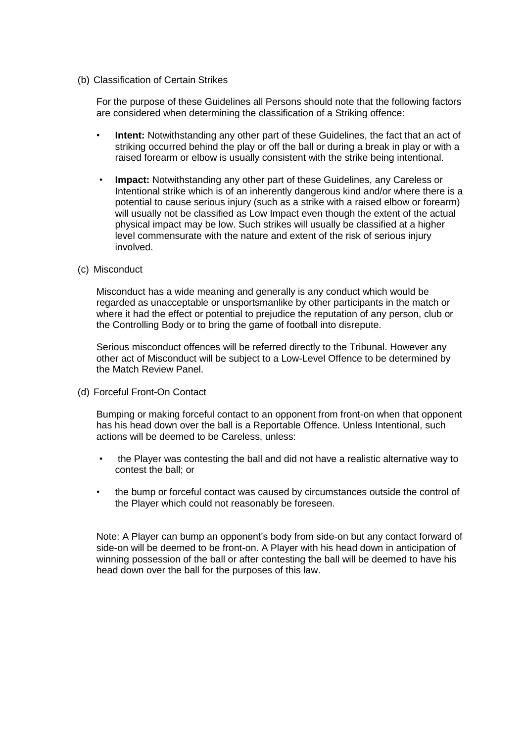(b) Classification of Certain Strikes

For the purpose of these Guidelines all Persons should note that the following factors are considered when determining the classification of a Striking offence:

- **Intent:** Notwithstanding any other part of these Guidelines, the fact that an act of striking occurred behind the play or off the ball or during a break in play or with a raised forearm or elbow is usually consistent with the strike being intentional.
- **Impact:** Notwithstanding any other part of these Guidelines, any Careless or Intentional strike which is of an inherently dangerous kind and/or where there is a potential to cause serious injury (such as a strike with a raised elbow or forearm) will usually not be classified as Low Impact even though the extent of the actual physical impact may be low. Such strikes will usually be classified at a higher level commensurate with the nature and extent of the risk of serious injury involved.

(c) Misconduct

Misconduct has a wide meaning and generally is any conduct which would be regarded as unacceptable or unsportsmanlike by other participants in the match or where it had the effect or potential to prejudice the reputation of any person, club or the Controlling Body or to bring the game of football into disrepute.

Serious misconduct offences will be referred directly to the Tribunal. However any other act of Misconduct will be subject to a Low-Level Offence to be determined by the Match Review Panel.

(d) Forceful Front-On Contact

Bumping or making forceful contact to an opponent from front-on when that opponent has his head down over the ball is a Reportable Offence. Unless Intentional, such actions will be deemed to be Careless, unless:

- the Player was contesting the ball and did not have a realistic alternative way to contest the ball; or
- the bump or forceful contact was caused by circumstances outside the control of the Player which could not reasonably be foreseen.

Note: A Player can bump an opponent's body from side-on but any contact forward of side-on will be deemed to be front-on. A Player with his head down in anticipation of winning possession of the ball or after contesting the ball will be deemed to have his head down over the ball for the purposes of this law.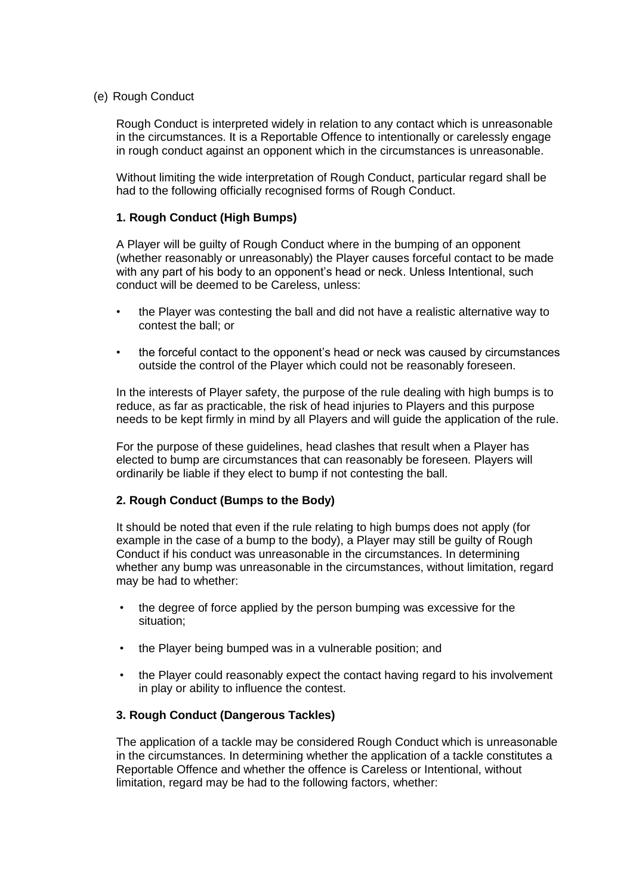(e) Rough Conduct

Rough Conduct is interpreted widely in relation to any contact which is unreasonable in the circumstances. It is a Reportable Offence to intentionally or carelessly engage in rough conduct against an opponent which in the circumstances is unreasonable.

Without limiting the wide interpretation of Rough Conduct, particular regard shall be had to the following officially recognised forms of Rough Conduct.

**1. Rough Conduct (High Bumps)**

A Player will be guilty of Rough Conduct where in the bumping of an opponent (whether reasonably or unreasonably) the Player causes forceful contact to be made with any part of his body to an opponent's head or neck. Unless Intentional, such conduct will be deemed to be Careless, unless:

- the Player was contesting the ball and did not have a realistic alternative way to contest the ball; or
- the forceful contact to the opponent's head or neck was caused by circumstances outside the control of the Player which could not be reasonably foreseen.

In the interests of Player safety, the purpose of the rule dealing with high bumps is to reduce, as far as practicable, the risk of head injuries to Players and this purpose needs to be kept firmly in mind by all Players and will guide the application of the rule.

For the purpose of these guidelines, head clashes that result when a Player has elected to bump are circumstances that can reasonably be foreseen. Players will ordinarily be liable if they elect to bump if not contesting the ball.

**2. Rough Conduct (Bumps to the Body)**

It should be noted that even if the rule relating to high bumps does not apply (for example in the case of a bump to the body), a Player may still be guilty of Rough Conduct if his conduct was unreasonable in the circumstances. In determining whether any bump was unreasonable in the circumstances, without limitation, regard may be had to whether:

- the degree of force applied by the person bumping was excessive for the situation;
- the Player being bumped was in a vulnerable position; and
- the Player could reasonably expect the contact having regard to his involvement in play or ability to influence the contest.

**3. Rough Conduct (Dangerous Tackles)**

The application of a tackle may be considered Rough Conduct which is unreasonable in the circumstances. In determining whether the application of a tackle constitutes a Reportable Offence and whether the offence is Careless or Intentional, without limitation, regard may be had to the following factors, whether: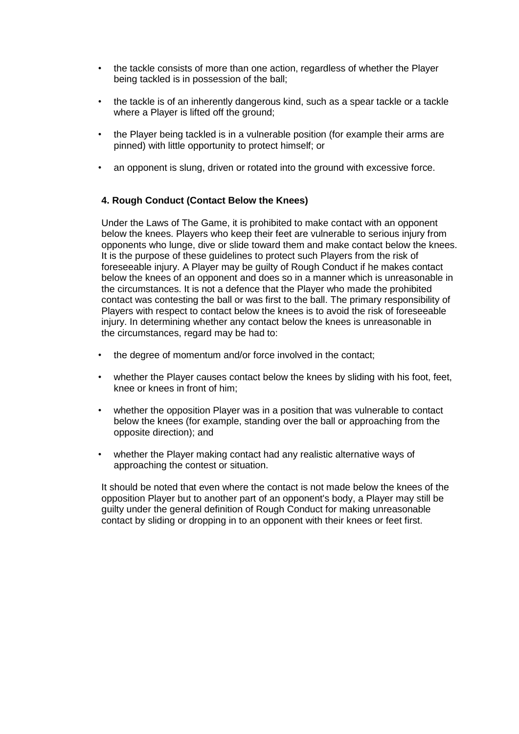- the tackle consists of more than one action, regardless of whether the Player being tackled is in possession of the ball;
- the tackle is of an inherently dangerous kind, such as a spear tackle or a tackle where a Player is lifted off the ground;
- the Player being tackled is in a vulnerable position (for example their arms are pinned) with little opportunity to protect himself; or
- an opponent is slung, driven or rotated into the ground with excessive force.

### 4. Rough Conduct (Contact Below the Knees)

Under the Laws of The Game, it is prohibited to make contact with an opponent below the knees. Players who keep their feet are vulnerable to serious injury from opponents who lunge, dive or slide toward them and make contact below the knees. It is the purpose of these guidelines to protect such Players from the risk of foreseeable injury. A Player may be guilty of Rough Conduct if he makes contact below the knees of an opponent and does so in a manner which is unreasonable in the circumstances. It is not a defence that the Player who made the prohibited contact was contesting the ball or was first to the ball. The primary responsibility of Players with respect to contact below the knees is to avoid the risk of foreseeable injury. In determining whether any contact below the knees is unreasonable in the circumstances, regard may be had to:

- the degree of momentum and/or force involved in the contact;
- whether the Player causes contact below the knees by sliding with his foot, feet, knee or knees in front of him;
- whether the opposition Player was in a position that was vulnerable to contact below the knees (for example, standing over the ball or approaching from the opposite direction); and
- whether the Player making contact had any realistic alternative ways of approaching the contest or situation.

It should be noted that even where the contact is not made below the knees of the opposition Player but to another part of an opponent's body, a Player may still be guilty under the general definition of Rough Conduct for making unreasonable contact by sliding or dropping in to an opponent with their knees or feet first.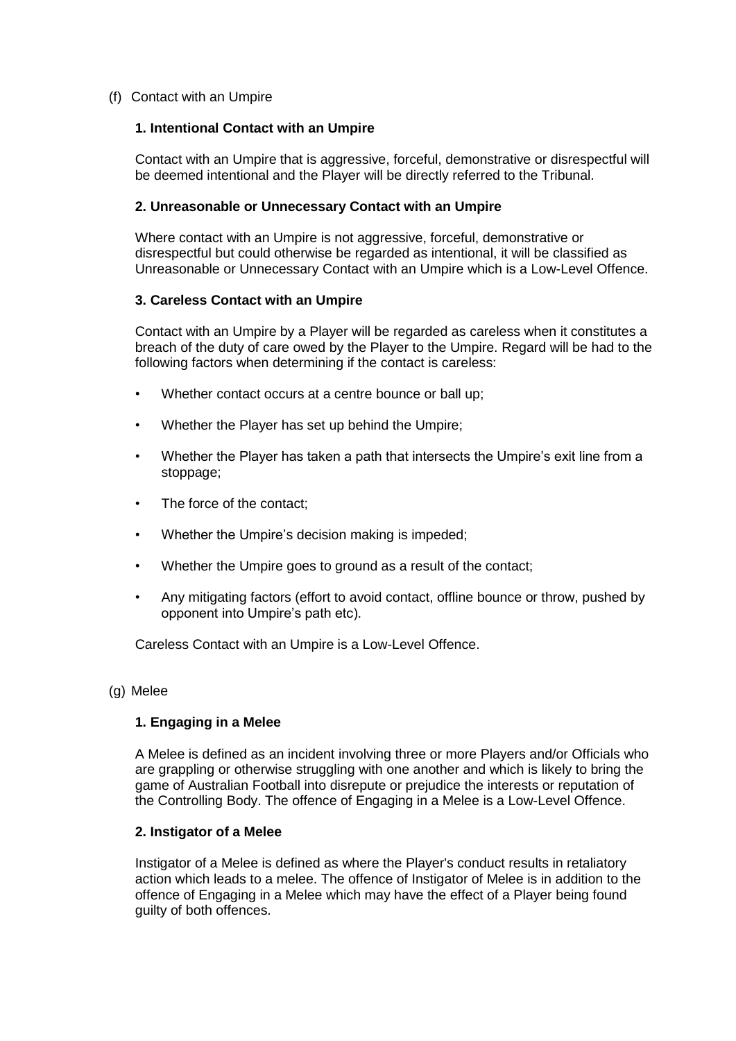(f) Contact with an Umpire

**1. Intentional Contact with an Umpire**

Contact with an Umpire that is aggressive, forceful, demonstrative or disrespectful will be deemed intentional and the Player will be directly referred to the Tribunal.

**2. Unreasonable or Unnecessary Contact with an Umpire**

Where contact with an Umpire is not aggressive, forceful, demonstrative or disrespectful but could otherwise be regarded as intentional, it will be classified as Unreasonable or Unnecessary Contact with an Umpire which is a Low-Level Offence.

**3. Careless Contact with an Umpire**

Contact with an Umpire by a Player will be regarded as careless when it constitutes a breach of the duty of care owed by the Player to the Umpire. Regard will be had to the following factors when determining if the contact is careless:

- Whether contact occurs at a centre bounce or ball up;
- Whether the Player has set up behind the Umpire;
- Whether the Player has taken a path that intersects the Umpire's exit line from a stoppage;
- The force of the contact;
- Whether the Umpire's decision making is impeded;
- Whether the Umpire goes to ground as a result of the contact;
- Any mitigating factors (effort to avoid contact, offline bounce or throw, pushed by opponent into Umpire's path etc).

Careless Contact with an Umpire is a Low-Level Offence.

(g) Melee

**1. Engaging in a Melee**

A Melee is defined as an incident involving three or more Players and/or Officials who are grappling or otherwise struggling with one another and which is likely to bring the game of Australian Football into disrepute or prejudice the interests or reputation of the Controlling Body. The offence of Engaging in a Melee is a Low-Level Offence.

**2. Instigator of a Melee**

Instigator of a Melee is defined as where the Player's conduct results in retaliatory action which leads to a melee. The offence of Instigator of Melee is in addition to the offence of Engaging in a Melee which may have the effect of a Player being found guilty of both offences.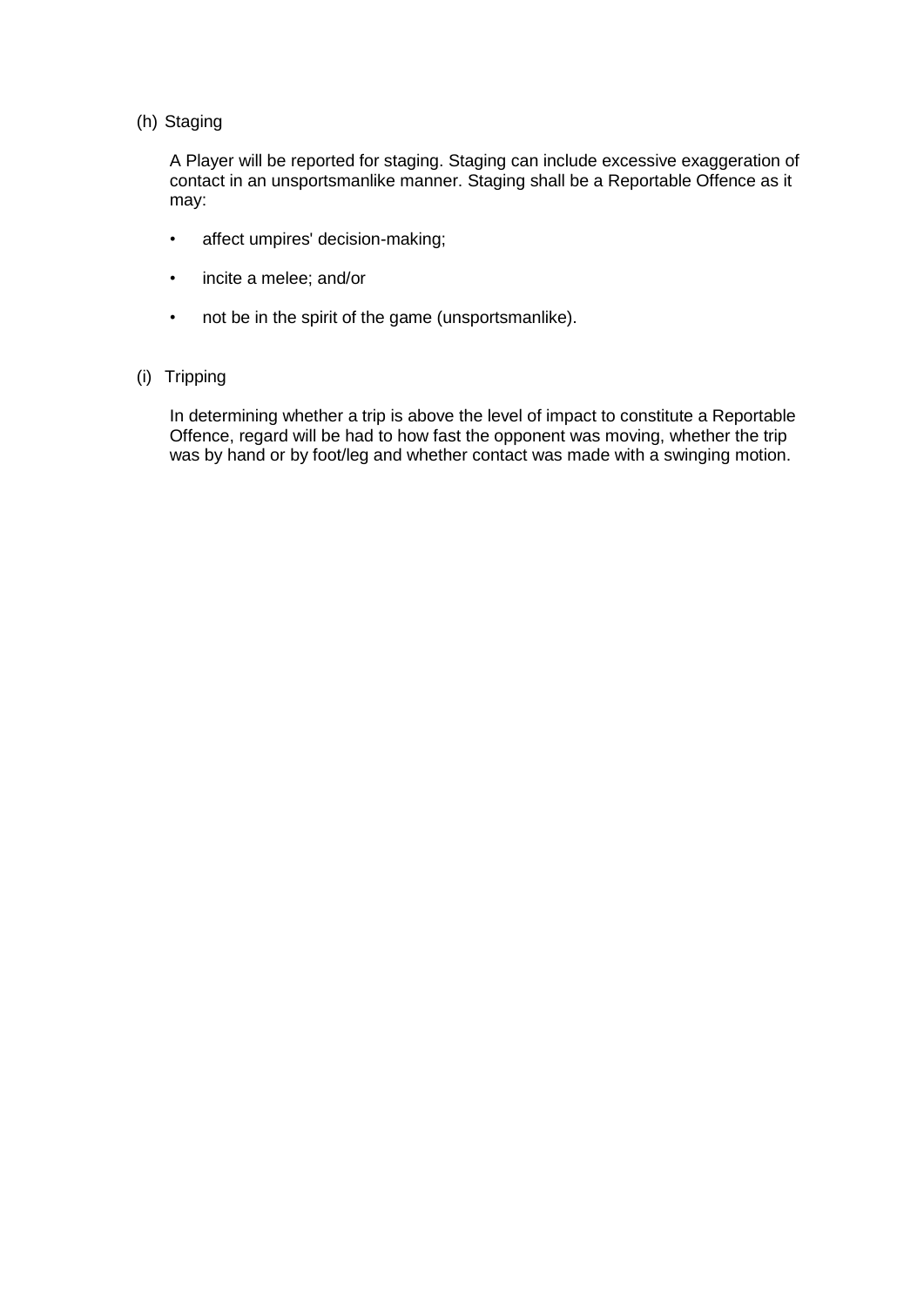(h) Staging

A Player will be reported for staging. Staging can include excessive exaggeration of contact in an unsportsmanlike manner. Staging shall be a Reportable Offence as it may:

- affect umpires' decision-making;
- incite a melee; and/or
- not be in the spirit of the game (unsportsmanlike).

(i) Tripping

In determining whether a trip is above the level of impact to constitute a Reportable Offence, regard will be had to how fast the opponent was moving, whether the trip was by hand or by foot/leg and whether contact was made with a swinging motion.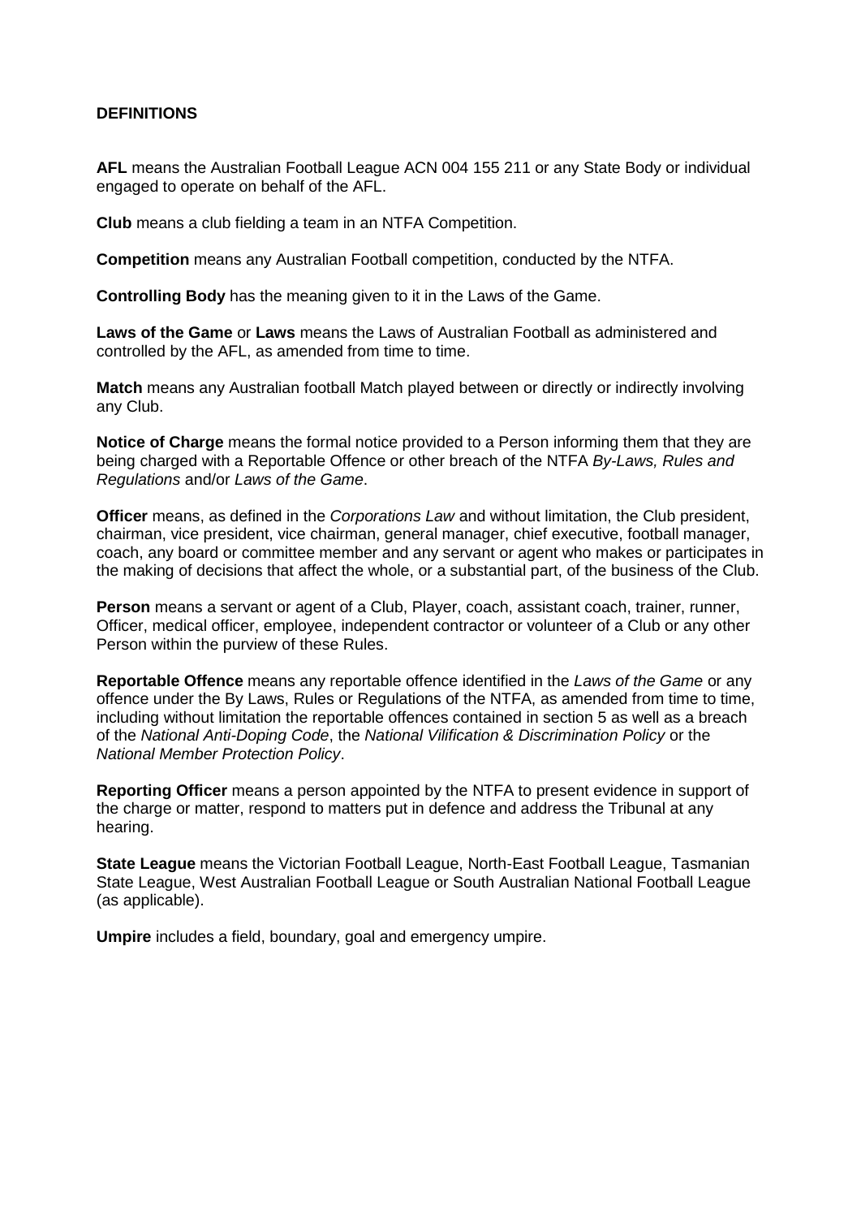**DEFINITIONS**

**AFL** means the Australian Football League ACN 004 155 211 or any State Body or individual engaged to operate on behalf of the AFL.

**Club** means a club fielding a team in an NTFA Competition.

**Competition** means any Australian Football competition, conducted by the NTFA.

**Controlling Body** has the meaning given to it in the Laws of the Game.

**Laws of the Game** or **Laws** means the Laws of Australian Football as administered and controlled by the AFL, as amended from time to time.

**Match** means any Australian football Match played between or directly or indirectly involving any Club.

**Notice of Charge** means the formal notice provided to a Person informing them that they are being charged with a Reportable Offence or other breach of the NTFA *By-Laws, Rules and Regulations* and/or *Laws of the Game*.

**Officer** means, as defined in the *Corporations Law* and without limitation, the Club president, chairman, vice president, vice chairman, general manager, chief executive, football manager, coach, any board or committee member and any servant or agent who makes or participates in the making of decisions that affect the whole, or a substantial part, of the business of the Club.

**Person** means a servant or agent of a Club, Player, coach, assistant coach, trainer, runner, Officer, medical officer, employee, independent contractor or volunteer of a Club or any other Person within the purview of these Rules.

**Reportable Offence** means any reportable offence identified in the *Laws of the Game* or any offence under the By Laws, Rules or Regulations of the NTFA, as amended from time to time, including without limitation the reportable offences contained in section 5 as well as a breach of the *National Anti-Doping Code*, the *National Vilification & Discrimination Policy* or the *National Member Protection Policy*.

**Reporting Officer** means a person appointed by the NTFA to present evidence in support of the charge or matter, respond to matters put in defence and address the Tribunal at any hearing.

**State League** means the Victorian Football League, North-East Football League, Tasmanian State League, West Australian Football League or South Australian National Football League (as applicable).

**Umpire** includes a field, boundary, goal and emergency umpire.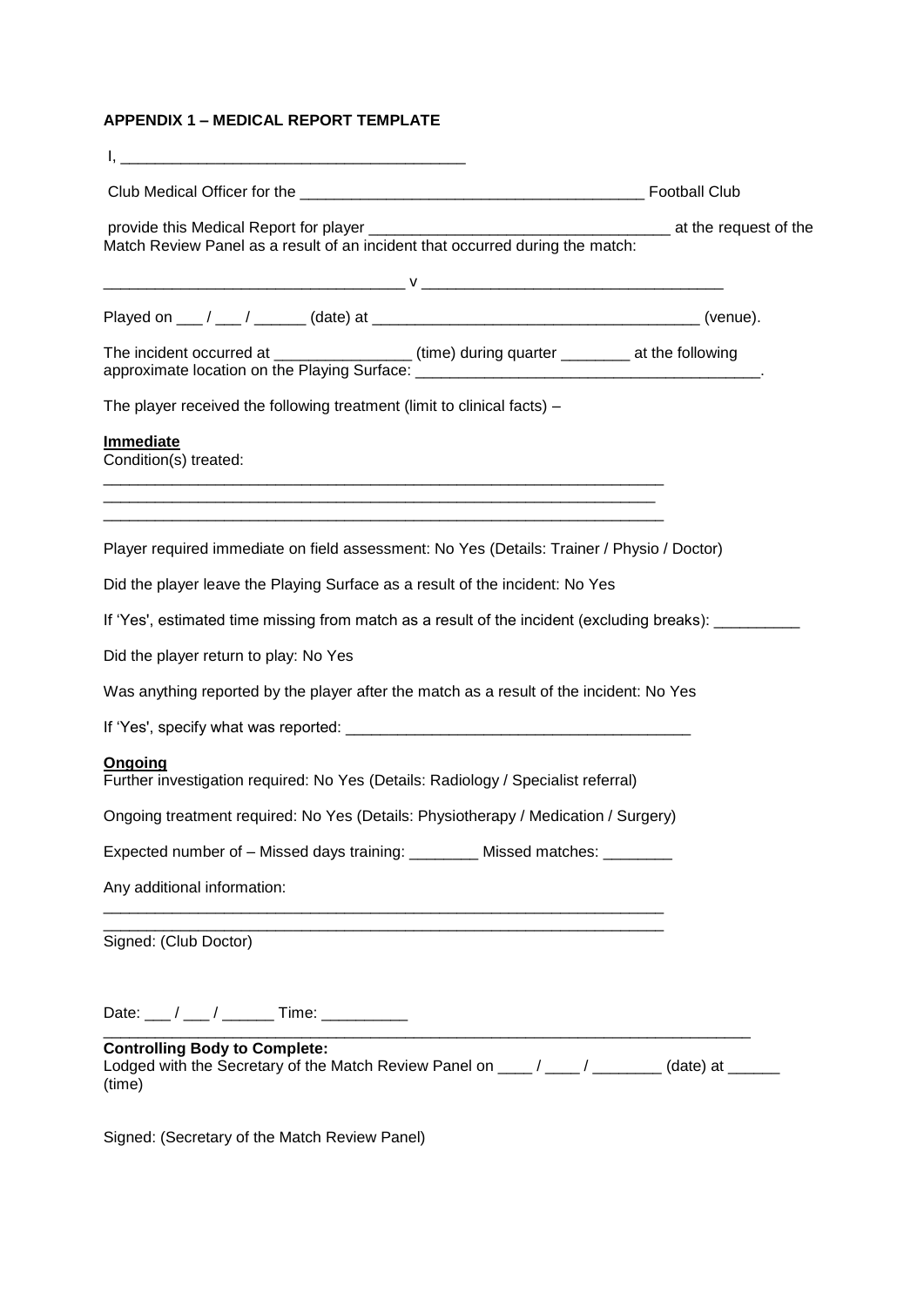## APPENDIX 1 – MEDICAL REPORT TEMPLATE

I, ________________________________________

Club Medical Officer for the ________________________________________ Football Club

provide this Medical Report for player ___________________________________ at the request of the Match Review Panel as a result of an incident that occurred during the match:

___________________________________ v ___________________________________

Played on ___ / ___ / ______ (date) at ______________________________________ (venue).

The incident occurred at ________________ (time) during quarter ________ at the following approximate location on the Playing Surface: ________________________________________.

The player received the following treatment (limit to clinical facts) –

**Immediate**

Condition(s) treated:

___________________________________________________________________

___________________________________________________________________

___________________________________________________________________

Player required immediate on field assessment: No Yes (Details: Trainer / Physio / Doctor)

Did the player leave the Playing Surface as a result of the incident: No Yes

If 'Yes', estimated time missing from match as a result of the incident (excluding breaks): __________

Did the player return to play: No Yes

Was anything reported by the player after the match as a result of the incident: No Yes

If 'Yes', specify what was reported: ________________________________________

**Ongoing**

Further investigation required: No Yes (Details: Radiology / Specialist referral)

Ongoing treatment required: No Yes (Details: Physiotherapy / Medication / Surgery)

Expected number of – Missed days training: ________ Missed matches: ________

Any additional information:

___________________________________________________________________

___________________________________________________________________

Signed: (Club Doctor)

Date: ___ / ___ / ______ Time: __________

---

**Controlling Body to Complete:**

Lodged with the Secretary of the Match Review Panel on ____ / ____ / ________ (date) at ______ (time)

Signed: (Secretary of the Match Review Panel)